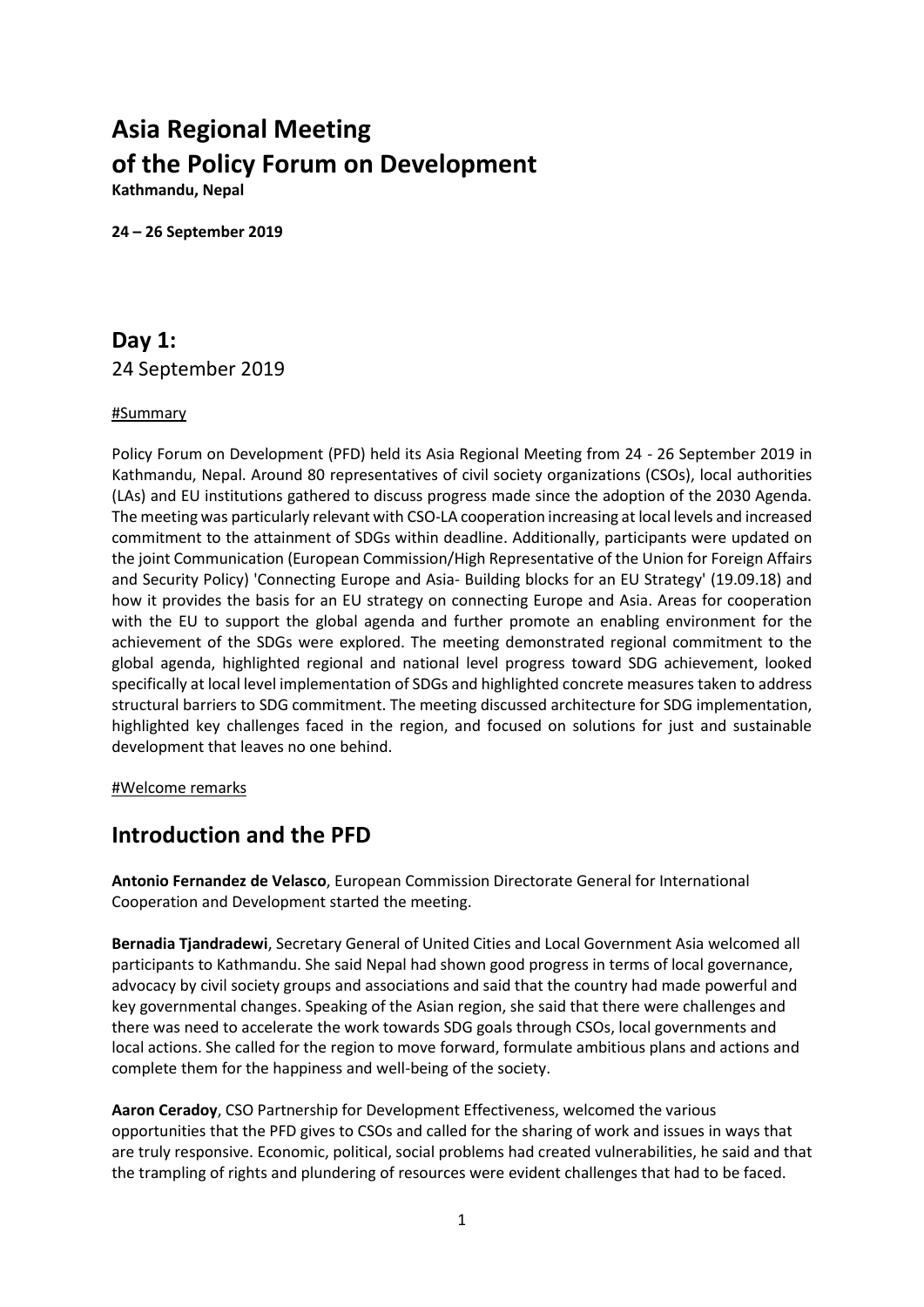# Asia Regional Meeting of the Policy Forum on Development

**Kathmandu, Nepal**

**24 – 26 September 2019**

## Day 1:

24 September 2019

#Summary

Policy Forum on Development (PFD) held its Asia Regional Meeting from 24 - 26 September 2019 in Kathmandu, Nepal. Around 80 representatives of civil society organizations (CSOs), local authorities (LAs) and EU institutions gathered to discuss progress made since the adoption of the 2030 Agenda. The meeting was particularly relevant with CSO-LA cooperation increasing at local levels and increased commitment to the attainment of SDGs within deadline. Additionally, participants were updated on the joint Communication (European Commission/High Representative of the Union for Foreign Affairs and Security Policy) 'Connecting Europe and Asia- Building blocks for an EU Strategy' (19.09.18) and how it provides the basis for an EU strategy on connecting Europe and Asia. Areas for cooperation with the EU to support the global agenda and further promote an enabling environment for the achievement of the SDGs were explored. The meeting demonstrated regional commitment to the global agenda, highlighted regional and national level progress toward SDG achievement, looked specifically at local level implementation of SDGs and highlighted concrete measures taken to address structural barriers to SDG commitment. The meeting discussed architecture for SDG implementation, highlighted key challenges faced in the region, and focused on solutions for just and sustainable development that leaves no one behind.

#Welcome remarks

## Introduction and the PFD

**Antonio Fernandez de Velasco**, European Commission Directorate General for International Cooperation and Development started the meeting.

**Bernadia Tjandradewi**, Secretary General of United Cities and Local Government Asia welcomed all participants to Kathmandu. She said Nepal had shown good progress in terms of local governance, advocacy by civil society groups and associations and said that the country had made powerful and key governmental changes. Speaking of the Asian region, she said that there were challenges and there was need to accelerate the work towards SDG goals through CSOs, local governments and local actions. She called for the region to move forward, formulate ambitious plans and actions and complete them for the happiness and well-being of the society.

**Aaron Ceradoy**, CSO Partnership for Development Effectiveness, welcomed the various opportunities that the PFD gives to CSOs and called for the sharing of work and issues in ways that are truly responsive. Economic, political, social problems had created vulnerabilities, he said and that the trampling of rights and plundering of resources were evident challenges that had to be faced.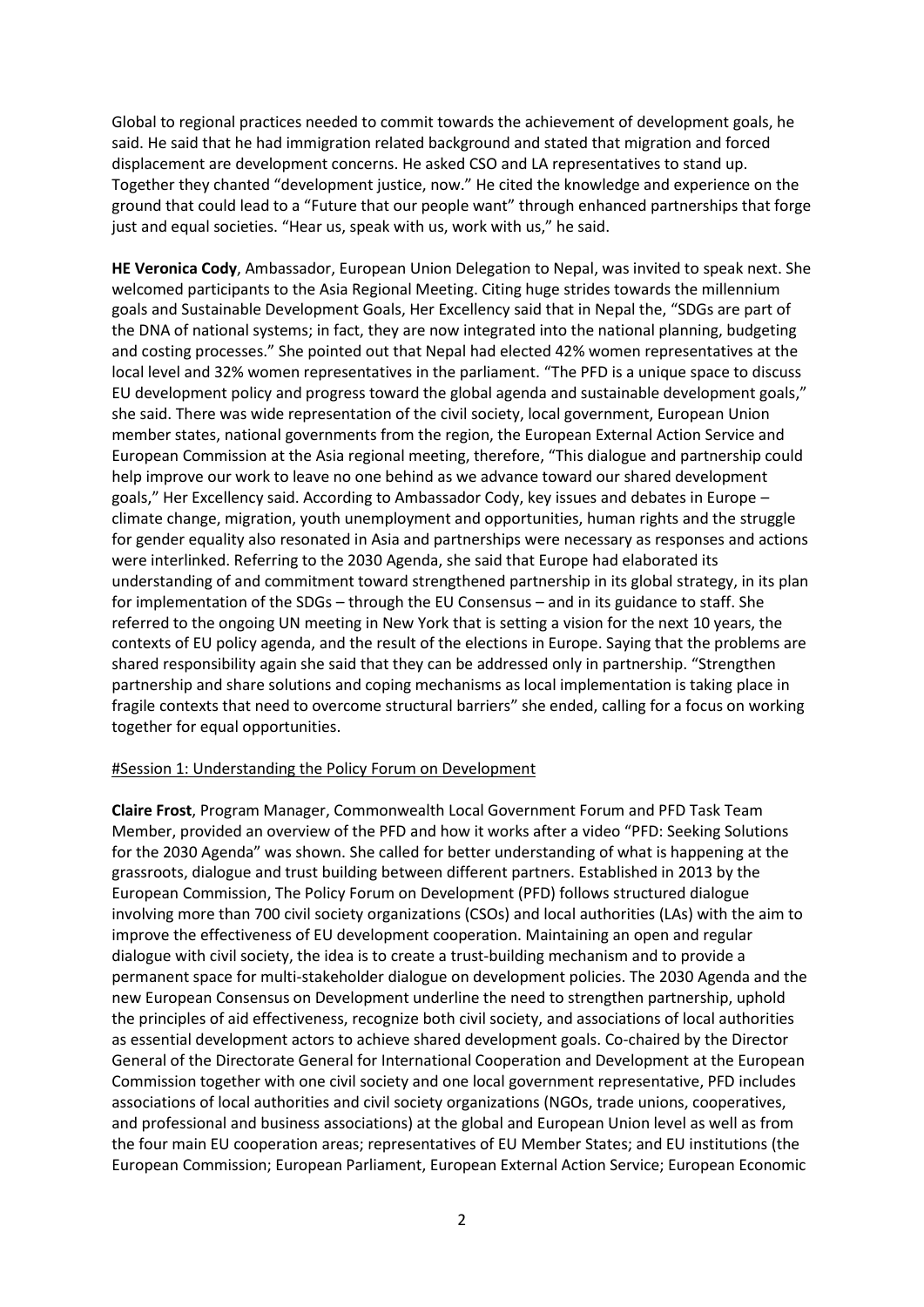Global to regional practices needed to commit towards the achievement of development goals, he said. He said that he had immigration related background and stated that migration and forced displacement are development concerns. He asked CSO and LA representatives to stand up. Together they chanted "development justice, now." He cited the knowledge and experience on the ground that could lead to a "Future that our people want" through enhanced partnerships that forge just and equal societies. "Hear us, speak with us, work with us," he said.

**HE Veronica Cody**, Ambassador, European Union Delegation to Nepal, was invited to speak next. She welcomed participants to the Asia Regional Meeting. Citing huge strides towards the millennium goals and Sustainable Development Goals, Her Excellency said that in Nepal the, "SDGs are part of the DNA of national systems; in fact, they are now integrated into the national planning, budgeting and costing processes." She pointed out that Nepal had elected 42% women representatives at the local level and 32% women representatives in the parliament. "The PFD is a unique space to discuss EU development policy and progress toward the global agenda and sustainable development goals," she said. There was wide representation of the civil society, local government, European Union member states, national governments from the region, the European External Action Service and European Commission at the Asia regional meeting, therefore, "This dialogue and partnership could help improve our work to leave no one behind as we advance toward our shared development goals," Her Excellency said. According to Ambassador Cody, key issues and debates in Europe – climate change, migration, youth unemployment and opportunities, human rights and the struggle for gender equality also resonated in Asia and partnerships were necessary as responses and actions were interlinked. Referring to the 2030 Agenda, she said that Europe had elaborated its understanding of and commitment toward strengthened partnership in its global strategy, in its plan for implementation of the SDGs – through the EU Consensus – and in its guidance to staff. She referred to the ongoing UN meeting in New York that is setting a vision for the next 10 years, the contexts of EU policy agenda, and the result of the elections in Europe. Saying that the problems are shared responsibility again she said that they can be addressed only in partnership. "Strengthen partnership and share solutions and coping mechanisms as local implementation is taking place in fragile contexts that need to overcome structural barriers" she ended, calling for a focus on working together for equal opportunities.

#Session 1: Understanding the Policy Forum on Development

**Claire Frost**, Program Manager, Commonwealth Local Government Forum and PFD Task Team Member, provided an overview of the PFD and how it works after a video "PFD: Seeking Solutions for the 2030 Agenda" was shown. She called for better understanding of what is happening at the grassroots, dialogue and trust building between different partners. Established in 2013 by the European Commission, The Policy Forum on Development (PFD) follows structured dialogue involving more than 700 civil society organizations (CSOs) and local authorities (LAs) with the aim to improve the effectiveness of EU development cooperation. Maintaining an open and regular dialogue with civil society, the idea is to create a trust-building mechanism and to provide a permanent space for multi-stakeholder dialogue on development policies. The 2030 Agenda and the new European Consensus on Development underline the need to strengthen partnership, uphold the principles of aid effectiveness, recognize both civil society, and associations of local authorities as essential development actors to achieve shared development goals. Co-chaired by the Director General of the Directorate General for International Cooperation and Development at the European Commission together with one civil society and one local government representative, PFD includes associations of local authorities and civil society organizations (NGOs, trade unions, cooperatives, and professional and business associations) at the global and European Union level as well as from the four main EU cooperation areas; representatives of EU Member States; and EU institutions (the European Commission; European Parliament, European External Action Service; European Economic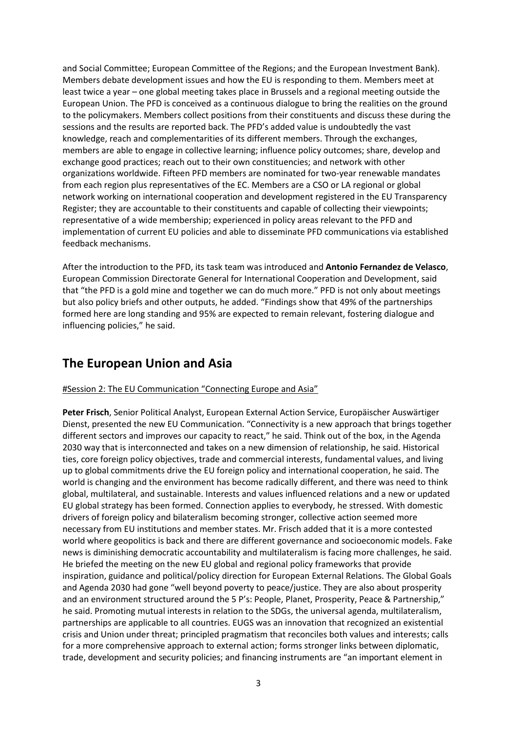and Social Committee; European Committee of the Regions; and the European Investment Bank). Members debate development issues and how the EU is responding to them. Members meet at least twice a year – one global meeting takes place in Brussels and a regional meeting outside the European Union. The PFD is conceived as a continuous dialogue to bring the realities on the ground to the policymakers. Members collect positions from their constituents and discuss these during the sessions and the results are reported back. The PFD's added value is undoubtedly the vast knowledge, reach and complementarities of its different members. Through the exchanges, members are able to engage in collective learning; influence policy outcomes; share, develop and exchange good practices; reach out to their own constituencies; and network with other organizations worldwide. Fifteen PFD members are nominated for two-year renewable mandates from each region plus representatives of the EC. Members are a CSO or LA regional or global network working on international cooperation and development registered in the EU Transparency Register; they are accountable to their constituents and capable of collecting their viewpoints; representative of a wide membership; experienced in policy areas relevant to the PFD and implementation of current EU policies and able to disseminate PFD communications via established feedback mechanisms.

After the introduction to the PFD, its task team was introduced and **Antonio Fernandez de Velasco**, European Commission Directorate General for International Cooperation and Development, said that "the PFD is a gold mine and together we can do much more." PFD is not only about meetings but also policy briefs and other outputs, he added. "Findings show that 49% of the partnerships formed here are long standing and 95% are expected to remain relevant, fostering dialogue and influencing policies," he said.

## The European Union and Asia

#Session 2: The EU Communication "Connecting Europe and Asia"

**Peter Frisch**, Senior Political Analyst, European External Action Service, Europäischer Auswärtiger Dienst, presented the new EU Communication. "Connectivity is a new approach that brings together different sectors and improves our capacity to react," he said. Think out of the box, in the Agenda 2030 way that is interconnected and takes on a new dimension of relationship, he said. Historical ties, core foreign policy objectives, trade and commercial interests, fundamental values, and living up to global commitments drive the EU foreign policy and international cooperation, he said. The world is changing and the environment has become radically different, and there was need to think global, multilateral, and sustainable. Interests and values influenced relations and a new or updated EU global strategy has been formed. Connection applies to everybody, he stressed. With domestic drivers of foreign policy and bilateralism becoming stronger, collective action seemed more necessary from EU institutions and member states. Mr. Frisch added that it is a more contested world where geopolitics is back and there are different governance and socioeconomic models. Fake news is diminishing democratic accountability and multilateralism is facing more challenges, he said. He briefed the meeting on the new EU global and regional policy frameworks that provide inspiration, guidance and political/policy direction for European External Relations. The Global Goals and Agenda 2030 had gone "well beyond poverty to peace/justice. They are also about prosperity and an environment structured around the 5 P's: People, Planet, Prosperity, Peace & Partnership," he said. Promoting mutual interests in relation to the SDGs, the universal agenda, multilateralism, partnerships are applicable to all countries. EUGS was an innovation that recognized an existential crisis and Union under threat; principled pragmatism that reconciles both values and interests; calls for a more comprehensive approach to external action; forms stronger links between diplomatic, trade, development and security policies; and financing instruments are "an important element in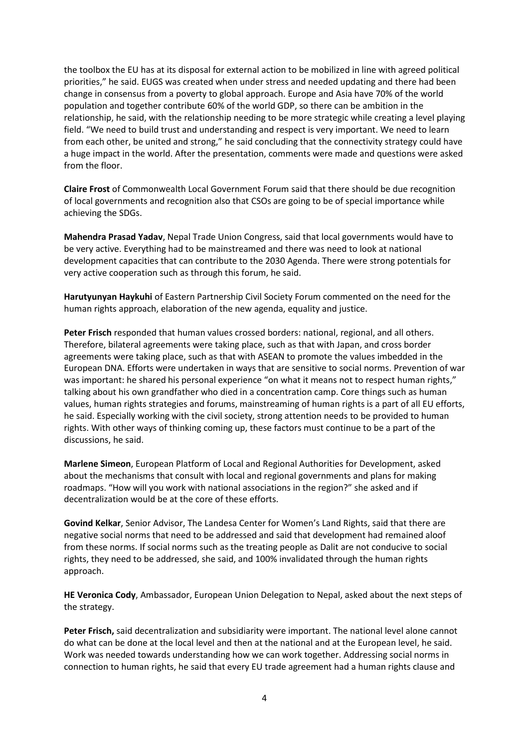the toolbox the EU has at its disposal for external action to be mobilized in line with agreed political priorities," he said. EUGS was created when under stress and needed updating and there had been change in consensus from a poverty to global approach. Europe and Asia have 70% of the world population and together contribute 60% of the world GDP, so there can be ambition in the relationship, he said, with the relationship needing to be more strategic while creating a level playing field. "We need to build trust and understanding and respect is very important. We need to learn from each other, be united and strong," he said concluding that the connectivity strategy could have a huge impact in the world. After the presentation, comments were made and questions were asked from the floor.

**Claire Frost** of Commonwealth Local Government Forum said that there should be due recognition of local governments and recognition also that CSOs are going to be of special importance while achieving the SDGs.

**Mahendra Prasad Yadav**, Nepal Trade Union Congress, said that local governments would have to be very active. Everything had to be mainstreamed and there was need to look at national development capacities that can contribute to the 2030 Agenda. There were strong potentials for very active cooperation such as through this forum, he said.

**Harutyunyan Haykuhi** of Eastern Partnership Civil Society Forum commented on the need for the human rights approach, elaboration of the new agenda, equality and justice.

**Peter Frisch** responded that human values crossed borders: national, regional, and all others. Therefore, bilateral agreements were taking place, such as that with Japan, and cross border agreements were taking place, such as that with ASEAN to promote the values imbedded in the European DNA. Efforts were undertaken in ways that are sensitive to social norms. Prevention of war was important: he shared his personal experience "on what it means not to respect human rights," talking about his own grandfather who died in a concentration camp. Core things such as human values, human rights strategies and forums, mainstreaming of human rights is a part of all EU efforts, he said. Especially working with the civil society, strong attention needs to be provided to human rights. With other ways of thinking coming up, these factors must continue to be a part of the discussions, he said.

**Marlene Simeon**, European Platform of Local and Regional Authorities for Development, asked about the mechanisms that consult with local and regional governments and plans for making roadmaps. "How will you work with national associations in the region?" she asked and if decentralization would be at the core of these efforts.

**Govind Kelkar**, Senior Advisor, The Landesa Center for Women's Land Rights, said that there are negative social norms that need to be addressed and said that development had remained aloof from these norms. If social norms such as the treating people as Dalit are not conducive to social rights, they need to be addressed, she said, and 100% invalidated through the human rights approach.

**HE Veronica Cody**, Ambassador, European Union Delegation to Nepal, asked about the next steps of the strategy.

**Peter Frisch,** said decentralization and subsidiarity were important. The national level alone cannot do what can be done at the local level and then at the national and at the European level, he said. Work was needed towards understanding how we can work together. Addressing social norms in connection to human rights, he said that every EU trade agreement had a human rights clause and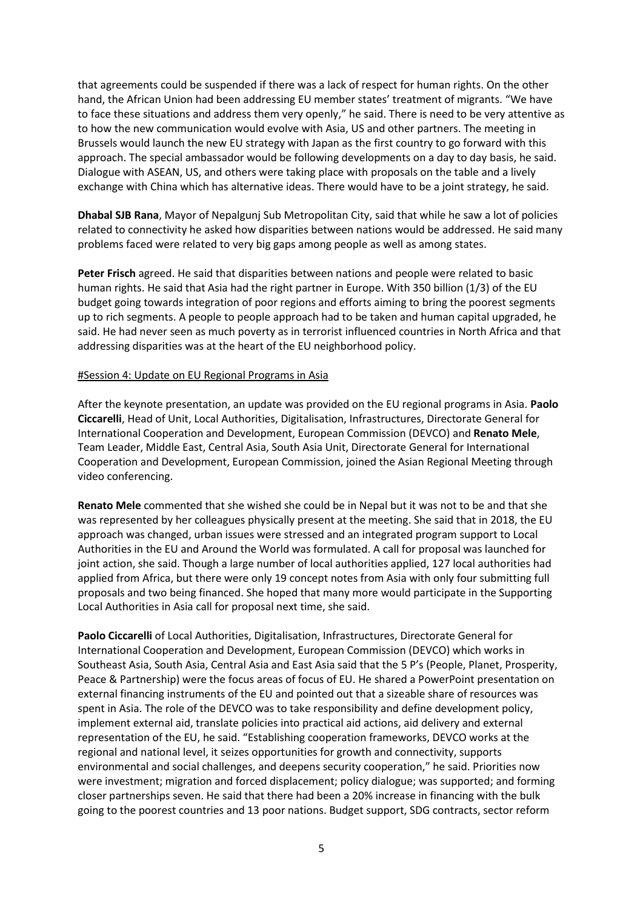that agreements could be suspended if there was a lack of respect for human rights. On the other hand, the African Union had been addressing EU member states' treatment of migrants. "We have to face these situations and address them very openly," he said. There is need to be very attentive as to how the new communication would evolve with Asia, US and other partners. The meeting in Brussels would launch the new EU strategy with Japan as the first country to go forward with this approach. The special ambassador would be following developments on a day to day basis, he said. Dialogue with ASEAN, US, and others were taking place with proposals on the table and a lively exchange with China which has alternative ideas. There would have to be a joint strategy, he said.

**Dhabal SJB Rana**, Mayor of Nepalgunj Sub Metropolitan City, said that while he saw a lot of policies related to connectivity he asked how disparities between nations would be addressed. He said many problems faced were related to very big gaps among people as well as among states.

**Peter Frisch** agreed. He said that disparities between nations and people were related to basic human rights. He said that Asia had the right partner in Europe. With 350 billion (1/3) of the EU budget going towards integration of poor regions and efforts aiming to bring the poorest segments up to rich segments. A people to people approach had to be taken and human capital upgraded, he said. He had never seen as much poverty as in terrorist influenced countries in North Africa and that addressing disparities was at the heart of the EU neighborhood policy.

#Session 4: Update on EU Regional Programs in Asia

After the keynote presentation, an update was provided on the EU regional programs in Asia. **Paolo Ciccarelli**, Head of Unit, Local Authorities, Digitalisation, Infrastructures, Directorate General for International Cooperation and Development, European Commission (DEVCO) and **Renato Mele**, Team Leader, Middle East, Central Asia, South Asia Unit, Directorate General for International Cooperation and Development, European Commission, joined the Asian Regional Meeting through video conferencing.

**Renato Mele** commented that she wished she could be in Nepal but it was not to be and that she was represented by her colleagues physically present at the meeting. She said that in 2018, the EU approach was changed, urban issues were stressed and an integrated program support to Local Authorities in the EU and Around the World was formulated. A call for proposal was launched for joint action, she said. Though a large number of local authorities applied, 127 local authorities had applied from Africa, but there were only 19 concept notes from Asia with only four submitting full proposals and two being financed. She hoped that many more would participate in the Supporting Local Authorities in Asia call for proposal next time, she said.

**Paolo Ciccarelli** of Local Authorities, Digitalisation, Infrastructures, Directorate General for International Cooperation and Development, European Commission (DEVCO) which works in Southeast Asia, South Asia, Central Asia and East Asia said that the 5 P's (People, Planet, Prosperity, Peace & Partnership) were the focus areas of focus of EU. He shared a PowerPoint presentation on external financing instruments of the EU and pointed out that a sizeable share of resources was spent in Asia. The role of the DEVCO was to take responsibility and define development policy, implement external aid, translate policies into practical aid actions, aid delivery and external representation of the EU, he said. "Establishing cooperation frameworks, DEVCO works at the regional and national level, it seizes opportunities for growth and connectivity, supports environmental and social challenges, and deepens security cooperation," he said. Priorities now were investment; migration and forced displacement; policy dialogue; was supported; and forming closer partnerships seven. He said that there had been a 20% increase in financing with the bulk going to the poorest countries and 13 poor nations. Budget support, SDG contracts, sector reform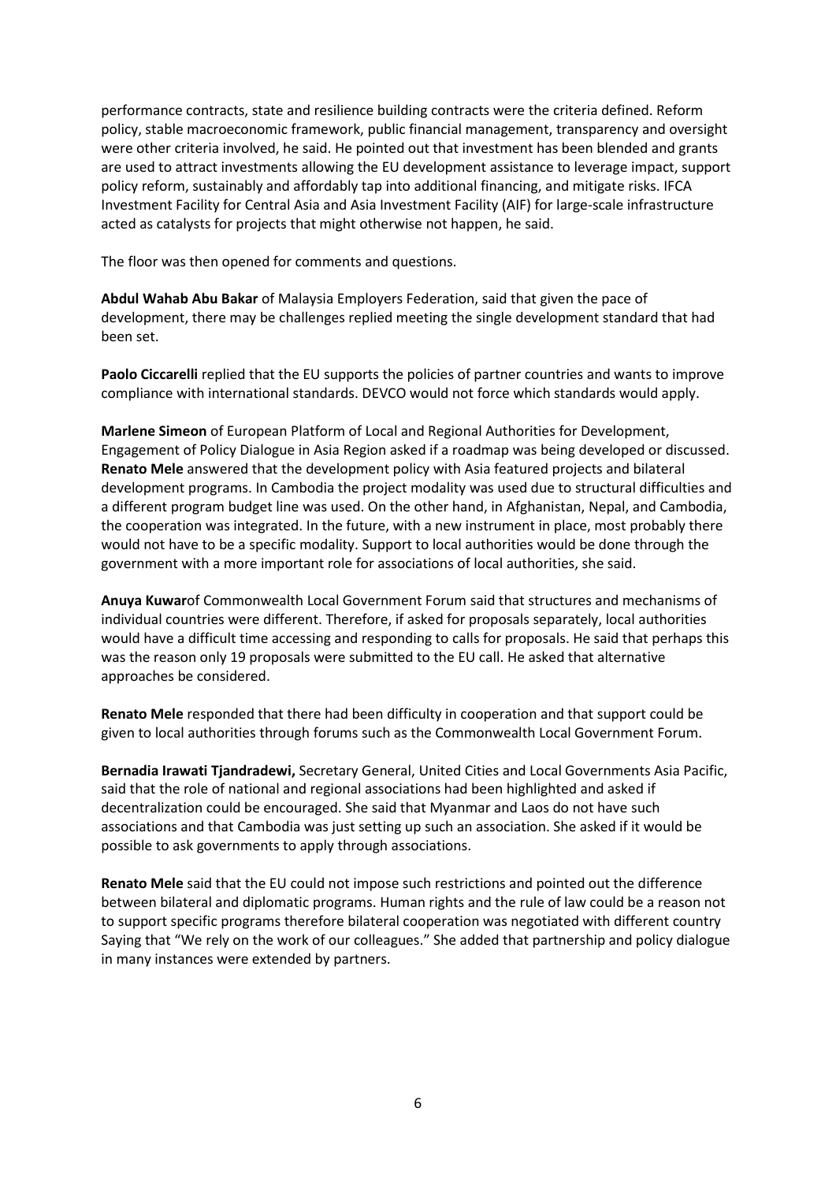performance contracts, state and resilience building contracts were the criteria defined. Reform policy, stable macroeconomic framework, public financial management, transparency and oversight were other criteria involved, he said. He pointed out that investment has been blended and grants are used to attract investments allowing the EU development assistance to leverage impact, support policy reform, sustainably and affordably tap into additional financing, and mitigate risks. IFCA Investment Facility for Central Asia and Asia Investment Facility (AIF) for large-scale infrastructure acted as catalysts for projects that might otherwise not happen, he said.

The floor was then opened for comments and questions.

**Abdul Wahab Abu Bakar** of Malaysia Employers Federation, said that given the pace of development, there may be challenges replied meeting the single development standard that had been set.

**Paolo Ciccarelli** replied that the EU supports the policies of partner countries and wants to improve compliance with international standards. DEVCO would not force which standards would apply.

**Marlene Simeon** of European Platform of Local and Regional Authorities for Development, Engagement of Policy Dialogue in Asia Region asked if a roadmap was being developed or discussed. **Renato Mele** answered that the development policy with Asia featured projects and bilateral development programs. In Cambodia the project modality was used due to structural difficulties and a different program budget line was used. On the other hand, in Afghanistan, Nepal, and Cambodia, the cooperation was integrated. In the future, with a new instrument in place, most probably there would not have to be a specific modality. Support to local authorities would be done through the government with a more important role for associations of local authorities, she said.

**Anuya Kuwar**of Commonwealth Local Government Forum said that structures and mechanisms of individual countries were different. Therefore, if asked for proposals separately, local authorities would have a difficult time accessing and responding to calls for proposals. He said that perhaps this was the reason only 19 proposals were submitted to the EU call. He asked that alternative approaches be considered.

**Renato Mele** responded that there had been difficulty in cooperation and that support could be given to local authorities through forums such as the Commonwealth Local Government Forum.

**Bernadia Irawati Tjandradewi,** Secretary General, United Cities and Local Governments Asia Pacific, said that the role of national and regional associations had been highlighted and asked if decentralization could be encouraged. She said that Myanmar and Laos do not have such associations and that Cambodia was just setting up such an association. She asked if it would be possible to ask governments to apply through associations.

**Renato Mele** said that the EU could not impose such restrictions and pointed out the difference between bilateral and diplomatic programs. Human rights and the rule of law could be a reason not to support specific programs therefore bilateral cooperation was negotiated with different country Saying that "We rely on the work of our colleagues." She added that partnership and policy dialogue in many instances were extended by partners.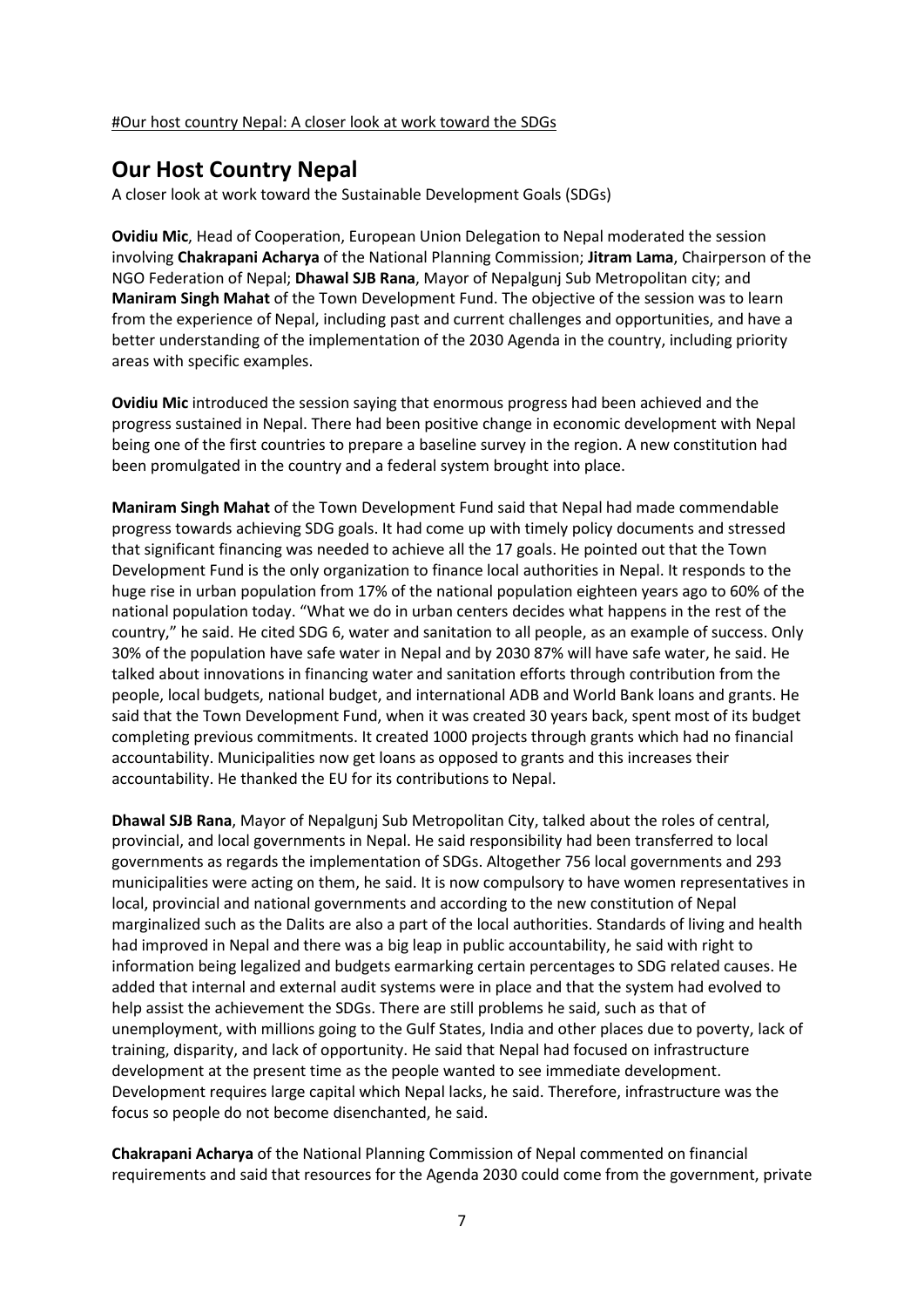#Our host country Nepal: A closer look at work toward the SDGs

## Our Host Country Nepal

A closer look at work toward the Sustainable Development Goals (SDGs)

**Ovidiu Mic**, Head of Cooperation, European Union Delegation to Nepal moderated the session involving **Chakrapani Acharya** of the National Planning Commission; **Jitram Lama**, Chairperson of the NGO Federation of Nepal; **Dhawal SJB Rana**, Mayor of Nepalgunj Sub Metropolitan city; and **Maniram Singh Mahat** of the Town Development Fund. The objective of the session was to learn from the experience of Nepal, including past and current challenges and opportunities, and have a better understanding of the implementation of the 2030 Agenda in the country, including priority areas with specific examples.

**Ovidiu Mic** introduced the session saying that enormous progress had been achieved and the progress sustained in Nepal. There had been positive change in economic development with Nepal being one of the first countries to prepare a baseline survey in the region. A new constitution had been promulgated in the country and a federal system brought into place.

**Maniram Singh Mahat** of the Town Development Fund said that Nepal had made commendable progress towards achieving SDG goals. It had come up with timely policy documents and stressed that significant financing was needed to achieve all the 17 goals. He pointed out that the Town Development Fund is the only organization to finance local authorities in Nepal. It responds to the huge rise in urban population from 17% of the national population eighteen years ago to 60% of the national population today. "What we do in urban centers decides what happens in the rest of the country," he said. He cited SDG 6, water and sanitation to all people, as an example of success. Only 30% of the population have safe water in Nepal and by 2030 87% will have safe water, he said. He talked about innovations in financing water and sanitation efforts through contribution from the people, local budgets, national budget, and international ADB and World Bank loans and grants. He said that the Town Development Fund, when it was created 30 years back, spent most of its budget completing previous commitments. It created 1000 projects through grants which had no financial accountability. Municipalities now get loans as opposed to grants and this increases their accountability. He thanked the EU for its contributions to Nepal.

**Dhawal SJB Rana**, Mayor of Nepalgunj Sub Metropolitan City, talked about the roles of central, provincial, and local governments in Nepal. He said responsibility had been transferred to local governments as regards the implementation of SDGs. Altogether 756 local governments and 293 municipalities were acting on them, he said. It is now compulsory to have women representatives in local, provincial and national governments and according to the new constitution of Nepal marginalized such as the Dalits are also a part of the local authorities. Standards of living and health had improved in Nepal and there was a big leap in public accountability, he said with right to information being legalized and budgets earmarking certain percentages to SDG related causes. He added that internal and external audit systems were in place and that the system had evolved to help assist the achievement the SDGs. There are still problems he said, such as that of unemployment, with millions going to the Gulf States, India and other places due to poverty, lack of training, disparity, and lack of opportunity. He said that Nepal had focused on infrastructure development at the present time as the people wanted to see immediate development. Development requires large capital which Nepal lacks, he said. Therefore, infrastructure was the focus so people do not become disenchanted, he said.

**Chakrapani Acharya** of the National Planning Commission of Nepal commented on financial requirements and said that resources for the Agenda 2030 could come from the government, private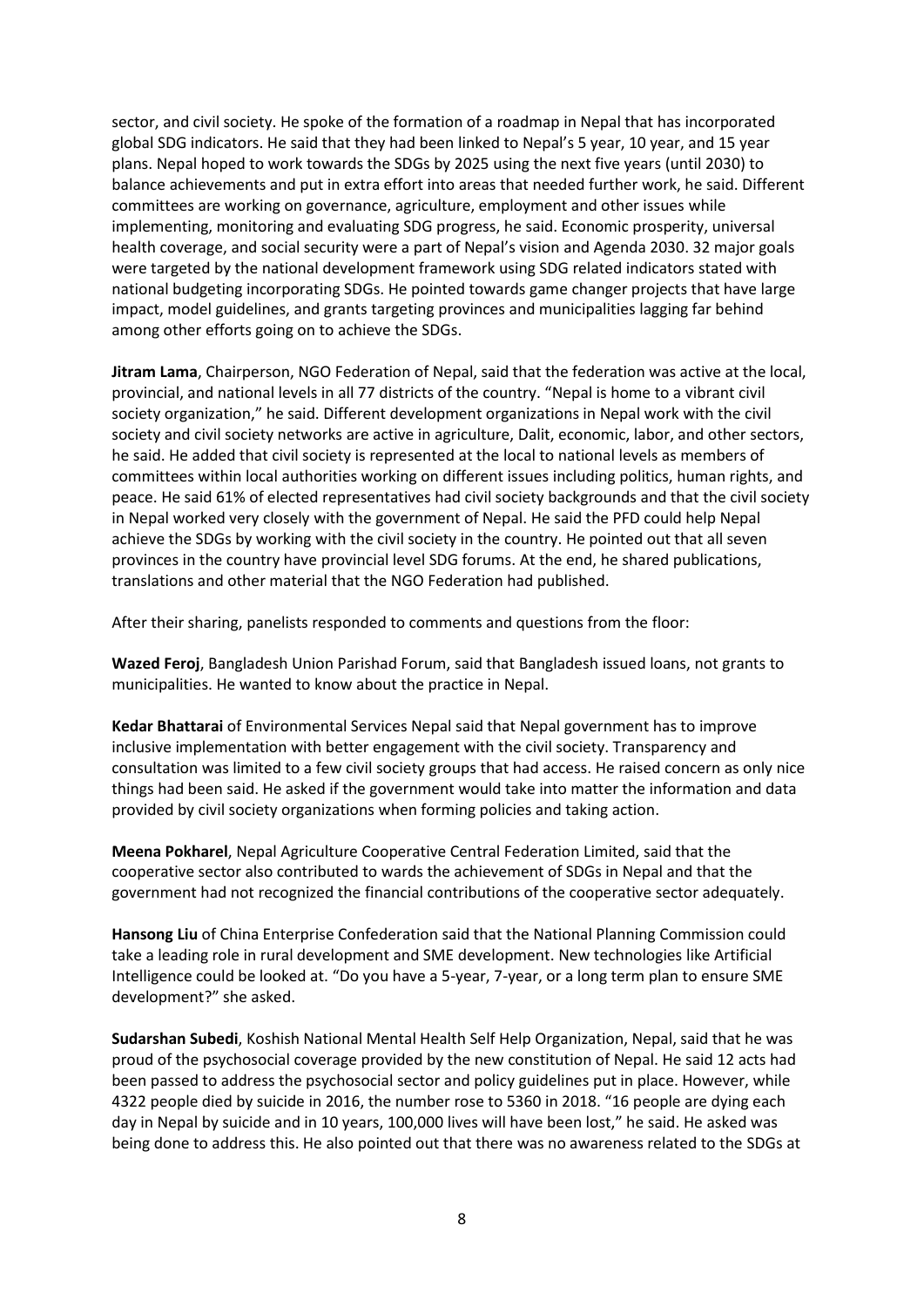sector, and civil society. He spoke of the formation of a roadmap in Nepal that has incorporated global SDG indicators. He said that they had been linked to Nepal's 5 year, 10 year, and 15 year plans. Nepal hoped to work towards the SDGs by 2025 using the next five years (until 2030) to balance achievements and put in extra effort into areas that needed further work, he said. Different committees are working on governance, agriculture, employment and other issues while implementing, monitoring and evaluating SDG progress, he said. Economic prosperity, universal health coverage, and social security were a part of Nepal's vision and Agenda 2030. 32 major goals were targeted by the national development framework using SDG related indicators stated with national budgeting incorporating SDGs. He pointed towards game changer projects that have large impact, model guidelines, and grants targeting provinces and municipalities lagging far behind among other efforts going on to achieve the SDGs.

**Jitram Lama**, Chairperson, NGO Federation of Nepal, said that the federation was active at the local, provincial, and national levels in all 77 districts of the country. "Nepal is home to a vibrant civil society organization," he said. Different development organizations in Nepal work with the civil society and civil society networks are active in agriculture, Dalit, economic, labor, and other sectors, he said. He added that civil society is represented at the local to national levels as members of committees within local authorities working on different issues including politics, human rights, and peace. He said 61% of elected representatives had civil society backgrounds and that the civil society in Nepal worked very closely with the government of Nepal. He said the PFD could help Nepal achieve the SDGs by working with the civil society in the country. He pointed out that all seven provinces in the country have provincial level SDG forums. At the end, he shared publications, translations and other material that the NGO Federation had published.

After their sharing, panelists responded to comments and questions from the floor:

**Wazed Feroj**, Bangladesh Union Parishad Forum, said that Bangladesh issued loans, not grants to municipalities. He wanted to know about the practice in Nepal.

**Kedar Bhattarai** of Environmental Services Nepal said that Nepal government has to improve inclusive implementation with better engagement with the civil society. Transparency and consultation was limited to a few civil society groups that had access. He raised concern as only nice things had been said. He asked if the government would take into matter the information and data provided by civil society organizations when forming policies and taking action.

**Meena Pokharel**, Nepal Agriculture Cooperative Central Federation Limited, said that the cooperative sector also contributed to wards the achievement of SDGs in Nepal and that the government had not recognized the financial contributions of the cooperative sector adequately.

**Hansong Liu** of China Enterprise Confederation said that the National Planning Commission could take a leading role in rural development and SME development. New technologies like Artificial Intelligence could be looked at. "Do you have a 5-year, 7-year, or a long term plan to ensure SME development?" she asked.

**Sudarshan Subedi**, Koshish National Mental Health Self Help Organization, Nepal, said that he was proud of the psychosocial coverage provided by the new constitution of Nepal. He said 12 acts had been passed to address the psychosocial sector and policy guidelines put in place. However, while 4322 people died by suicide in 2016, the number rose to 5360 in 2018. "16 people are dying each day in Nepal by suicide and in 10 years, 100,000 lives will have been lost," he said. He asked was being done to address this. He also pointed out that there was no awareness related to the SDGs at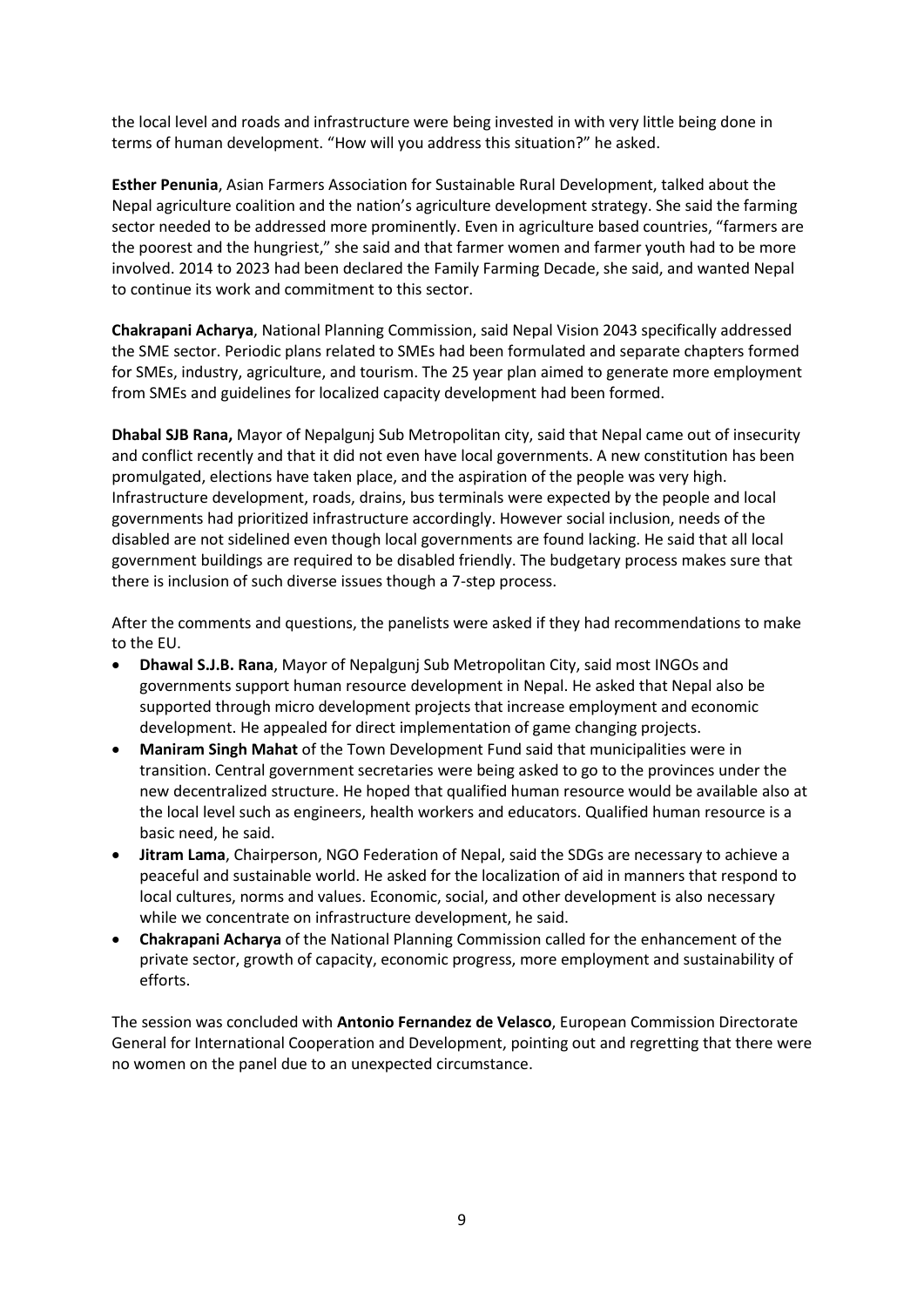the local level and roads and infrastructure were being invested in with very little being done in terms of human development. "How will you address this situation?" he asked.

**Esther Penunia**, Asian Farmers Association for Sustainable Rural Development, talked about the Nepal agriculture coalition and the nation's agriculture development strategy. She said the farming sector needed to be addressed more prominently. Even in agriculture based countries, "farmers are the poorest and the hungriest," she said and that farmer women and farmer youth had to be more involved. 2014 to 2023 had been declared the Family Farming Decade, she said, and wanted Nepal to continue its work and commitment to this sector.

**Chakrapani Acharya**, National Planning Commission, said Nepal Vision 2043 specifically addressed the SME sector. Periodic plans related to SMEs had been formulated and separate chapters formed for SMEs, industry, agriculture, and tourism. The 25 year plan aimed to generate more employment from SMEs and guidelines for localized capacity development had been formed.

**Dhabal SJB Rana,** Mayor of Nepalgunj Sub Metropolitan city, said that Nepal came out of insecurity and conflict recently and that it did not even have local governments. A new constitution has been promulgated, elections have taken place, and the aspiration of the people was very high. Infrastructure development, roads, drains, bus terminals were expected by the people and local governments had prioritized infrastructure accordingly. However social inclusion, needs of the disabled are not sidelined even though local governments are found lacking. He said that all local government buildings are required to be disabled friendly. The budgetary process makes sure that there is inclusion of such diverse issues though a 7-step process.

After the comments and questions, the panelists were asked if they had recommendations to make to the EU.

- **Dhawal S.J.B. Rana**, Mayor of Nepalgunj Sub Metropolitan City, said most INGOs and governments support human resource development in Nepal. He asked that Nepal also be supported through micro development projects that increase employment and economic development. He appealed for direct implementation of game changing projects.
- **Maniram Singh Mahat** of the Town Development Fund said that municipalities were in transition. Central government secretaries were being asked to go to the provinces under the new decentralized structure. He hoped that qualified human resource would be available also at the local level such as engineers, health workers and educators. Qualified human resource is a basic need, he said.
- **Jitram Lama**, Chairperson, NGO Federation of Nepal, said the SDGs are necessary to achieve a peaceful and sustainable world. He asked for the localization of aid in manners that respond to local cultures, norms and values. Economic, social, and other development is also necessary while we concentrate on infrastructure development, he said.
- **Chakrapani Acharya** of the National Planning Commission called for the enhancement of the private sector, growth of capacity, economic progress, more employment and sustainability of efforts.

The session was concluded with **Antonio Fernandez de Velasco**, European Commission Directorate General for International Cooperation and Development, pointing out and regretting that there were no women on the panel due to an unexpected circumstance.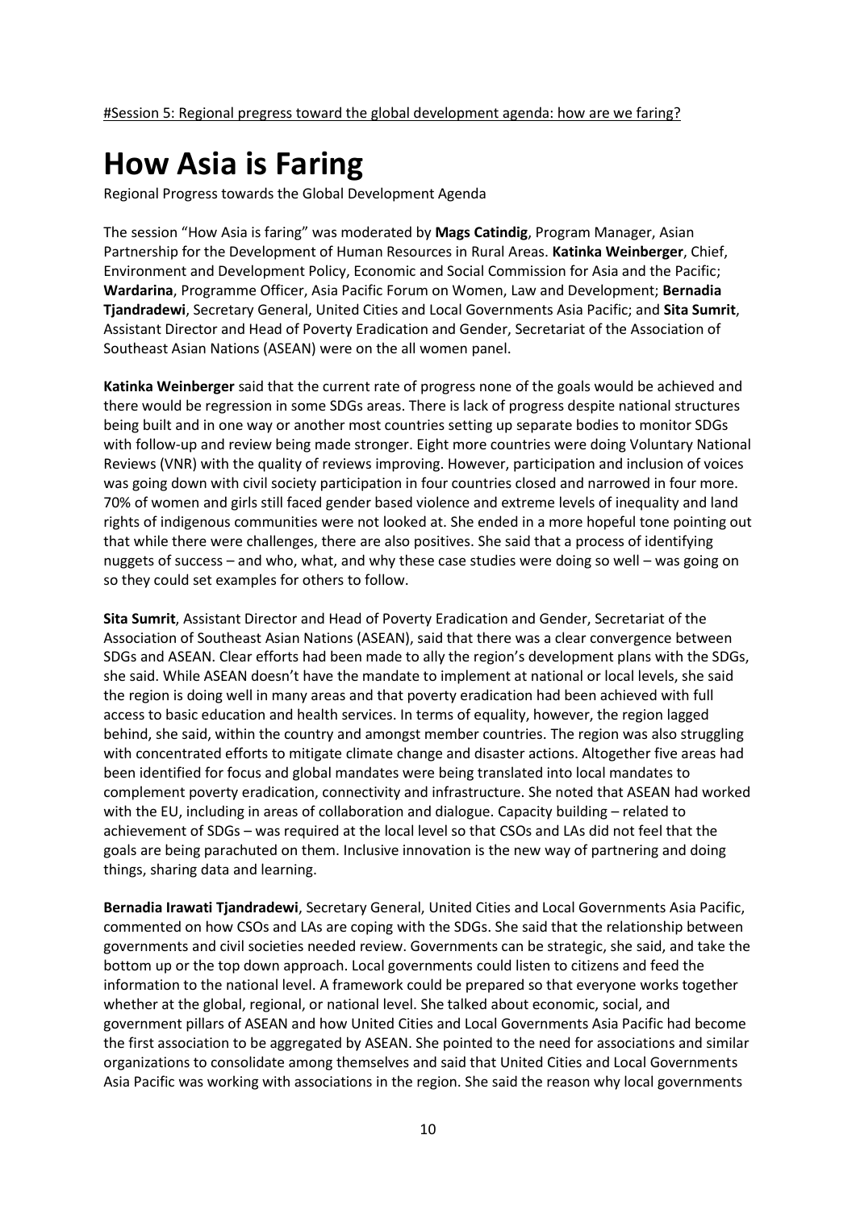#Session 5: Regional pregress toward the global development agenda: how are we faring?

# How Asia is Faring

Regional Progress towards the Global Development Agenda

The session "How Asia is faring" was moderated by **Mags Catindig**, Program Manager, Asian Partnership for the Development of Human Resources in Rural Areas. **Katinka Weinberger**, Chief, Environment and Development Policy, Economic and Social Commission for Asia and the Pacific; **Wardarina**, Programme Officer, Asia Pacific Forum on Women, Law and Development; **Bernadia Tjandradewi**, Secretary General, United Cities and Local Governments Asia Pacific; and **Sita Sumrit**, Assistant Director and Head of Poverty Eradication and Gender, Secretariat of the Association of Southeast Asian Nations (ASEAN) were on the all women panel.

**Katinka Weinberger** said that the current rate of progress none of the goals would be achieved and there would be regression in some SDGs areas. There is lack of progress despite national structures being built and in one way or another most countries setting up separate bodies to monitor SDGs with follow-up and review being made stronger. Eight more countries were doing Voluntary National Reviews (VNR) with the quality of reviews improving. However, participation and inclusion of voices was going down with civil society participation in four countries closed and narrowed in four more. 70% of women and girls still faced gender based violence and extreme levels of inequality and land rights of indigenous communities were not looked at. She ended in a more hopeful tone pointing out that while there were challenges, there are also positives. She said that a process of identifying nuggets of success – and who, what, and why these case studies were doing so well – was going on so they could set examples for others to follow.

**Sita Sumrit**, Assistant Director and Head of Poverty Eradication and Gender, Secretariat of the Association of Southeast Asian Nations (ASEAN), said that there was a clear convergence between SDGs and ASEAN. Clear efforts had been made to ally the region's development plans with the SDGs, she said. While ASEAN doesn't have the mandate to implement at national or local levels, she said the region is doing well in many areas and that poverty eradication had been achieved with full access to basic education and health services. In terms of equality, however, the region lagged behind, she said, within the country and amongst member countries. The region was also struggling with concentrated efforts to mitigate climate change and disaster actions. Altogether five areas had been identified for focus and global mandates were being translated into local mandates to complement poverty eradication, connectivity and infrastructure. She noted that ASEAN had worked with the EU, including in areas of collaboration and dialogue. Capacity building – related to achievement of SDGs – was required at the local level so that CSOs and LAs did not feel that the goals are being parachuted on them. Inclusive innovation is the new way of partnering and doing things, sharing data and learning.

**Bernadia Irawati Tjandradewi**, Secretary General, United Cities and Local Governments Asia Pacific, commented on how CSOs and LAs are coping with the SDGs. She said that the relationship between governments and civil societies needed review. Governments can be strategic, she said, and take the bottom up or the top down approach. Local governments could listen to citizens and feed the information to the national level. A framework could be prepared so that everyone works together whether at the global, regional, or national level. She talked about economic, social, and government pillars of ASEAN and how United Cities and Local Governments Asia Pacific had become the first association to be aggregated by ASEAN. She pointed to the need for associations and similar organizations to consolidate among themselves and said that United Cities and Local Governments Asia Pacific was working with associations in the region. She said the reason why local governments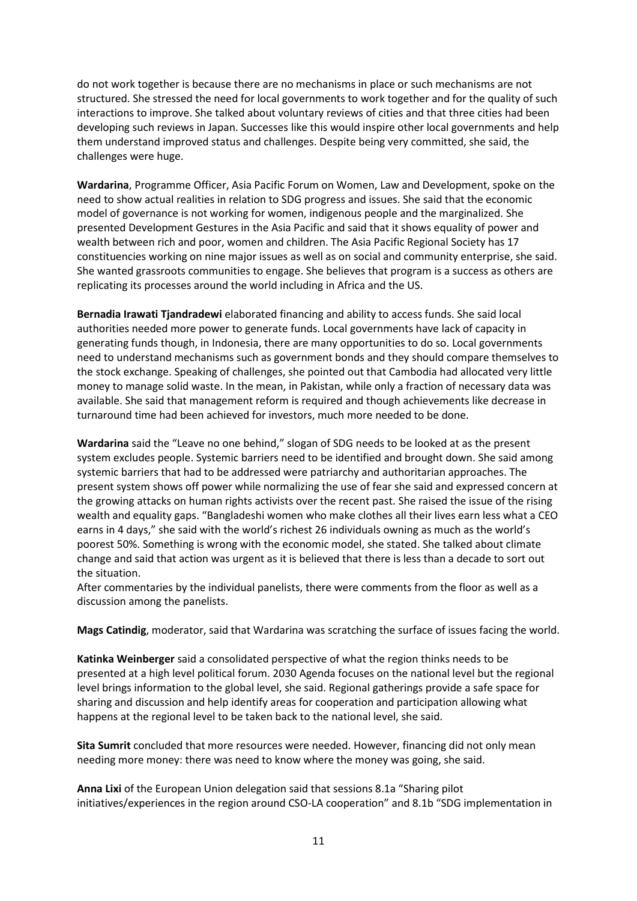do not work together is because there are no mechanisms in place or such mechanisms are not structured. She stressed the need for local governments to work together and for the quality of such interactions to improve. She talked about voluntary reviews of cities and that three cities had been developing such reviews in Japan. Successes like this would inspire other local governments and help them understand improved status and challenges. Despite being very committed, she said, the challenges were huge.

**Wardarina**, Programme Officer, Asia Pacific Forum on Women, Law and Development, spoke on the need to show actual realities in relation to SDG progress and issues. She said that the economic model of governance is not working for women, indigenous people and the marginalized. She presented Development Gestures in the Asia Pacific and said that it shows equality of power and wealth between rich and poor, women and children. The Asia Pacific Regional Society has 17 constituencies working on nine major issues as well as on social and community enterprise, she said. She wanted grassroots communities to engage. She believes that program is a success as others are replicating its processes around the world including in Africa and the US.

**Bernadia Irawati Tjandradewi** elaborated financing and ability to access funds. She said local authorities needed more power to generate funds. Local governments have lack of capacity in generating funds though, in Indonesia, there are many opportunities to do so. Local governments need to understand mechanisms such as government bonds and they should compare themselves to the stock exchange. Speaking of challenges, she pointed out that Cambodia had allocated very little money to manage solid waste. In the mean, in Pakistan, while only a fraction of necessary data was available. She said that management reform is required and though achievements like decrease in turnaround time had been achieved for investors, much more needed to be done.

**Wardarina** said the "Leave no one behind," slogan of SDG needs to be looked at as the present system excludes people. Systemic barriers need to be identified and brought down. She said among systemic barriers that had to be addressed were patriarchy and authoritarian approaches. The present system shows off power while normalizing the use of fear she said and expressed concern at the growing attacks on human rights activists over the recent past. She raised the issue of the rising wealth and equality gaps. "Bangladeshi women who make clothes all their lives earn less what a CEO earns in 4 days," she said with the world's richest 26 individuals owning as much as the world's poorest 50%. Something is wrong with the economic model, she stated. She talked about climate change and said that action was urgent as it is believed that there is less than a decade to sort out the situation.
After commentaries by the individual panelists, there were comments from the floor as well as a discussion among the panelists.

**Mags Catindig**, moderator, said that Wardarina was scratching the surface of issues facing the world.

**Katinka Weinberger** said a consolidated perspective of what the region thinks needs to be presented at a high level political forum. 2030 Agenda focuses on the national level but the regional level brings information to the global level, she said. Regional gatherings provide a safe space for sharing and discussion and help identify areas for cooperation and participation allowing what happens at the regional level to be taken back to the national level, she said.

**Sita Sumrit** concluded that more resources were needed. However, financing did not only mean needing more money: there was need to know where the money was going, she said.

**Anna Lixi** of the European Union delegation said that sessions 8.1a "Sharing pilot initiatives/experiences in the region around CSO-LA cooperation" and 8.1b "SDG implementation in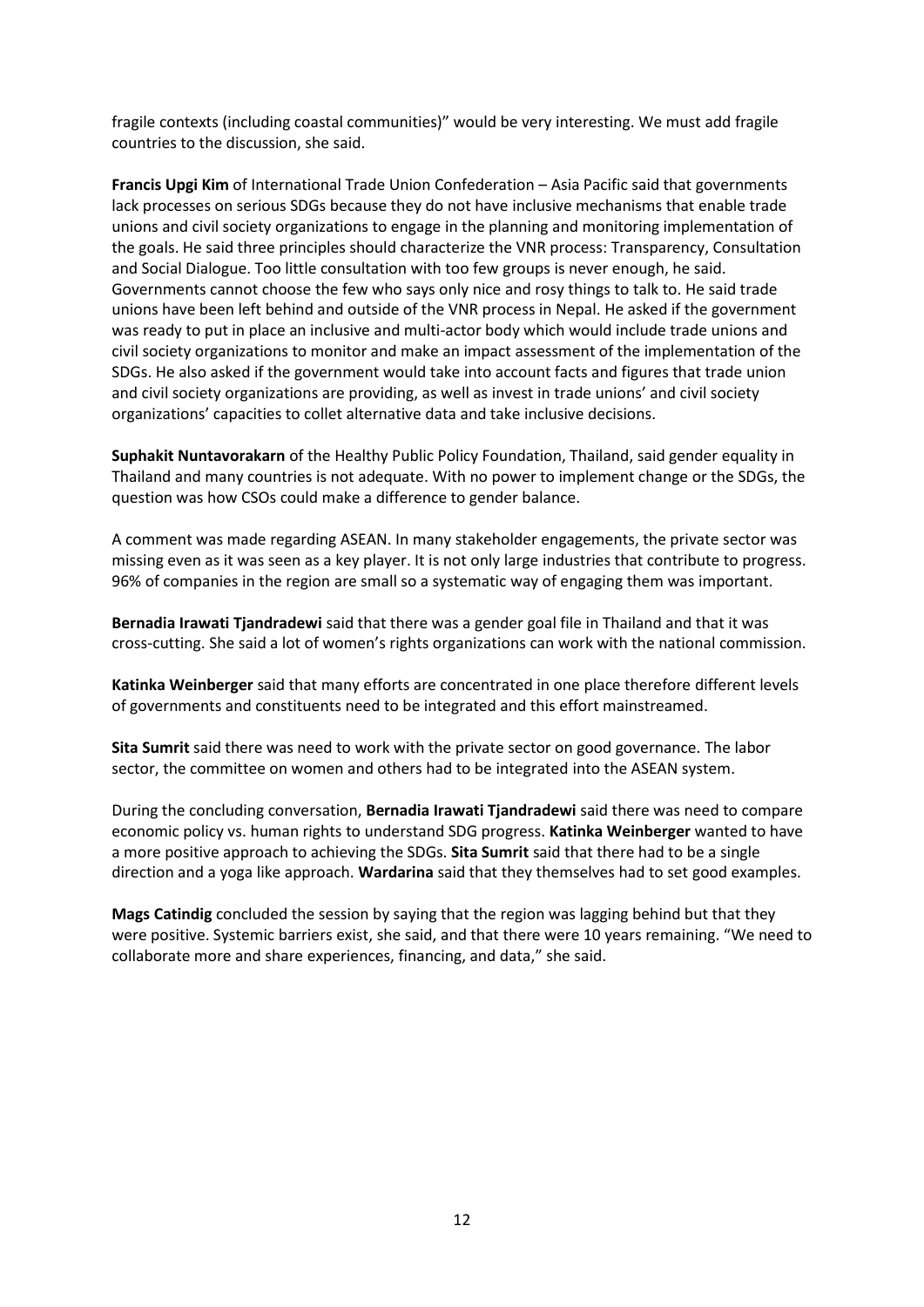fragile contexts (including coastal communities)" would be very interesting. We must add fragile countries to the discussion, she said.

**Francis Upgi Kim** of International Trade Union Confederation – Asia Pacific said that governments lack processes on serious SDGs because they do not have inclusive mechanisms that enable trade unions and civil society organizations to engage in the planning and monitoring implementation of the goals. He said three principles should characterize the VNR process: Transparency, Consultation and Social Dialogue. Too little consultation with too few groups is never enough, he said. Governments cannot choose the few who says only nice and rosy things to talk to. He said trade unions have been left behind and outside of the VNR process in Nepal. He asked if the government was ready to put in place an inclusive and multi-actor body which would include trade unions and civil society organizations to monitor and make an impact assessment of the implementation of the SDGs. He also asked if the government would take into account facts and figures that trade union and civil society organizations are providing, as well as invest in trade unions' and civil society organizations' capacities to collet alternative data and take inclusive decisions.

**Suphakit Nuntavorakarn** of the Healthy Public Policy Foundation, Thailand, said gender equality in Thailand and many countries is not adequate. With no power to implement change or the SDGs, the question was how CSOs could make a difference to gender balance.

A comment was made regarding ASEAN. In many stakeholder engagements, the private sector was missing even as it was seen as a key player. It is not only large industries that contribute to progress. 96% of companies in the region are small so a systematic way of engaging them was important.

**Bernadia Irawati Tjandradewi** said that there was a gender goal file in Thailand and that it was cross-cutting. She said a lot of women's rights organizations can work with the national commission.

**Katinka Weinberger** said that many efforts are concentrated in one place therefore different levels of governments and constituents need to be integrated and this effort mainstreamed.

**Sita Sumrit** said there was need to work with the private sector on good governance. The labor sector, the committee on women and others had to be integrated into the ASEAN system.

During the concluding conversation, **Bernadia Irawati Tjandradewi** said there was need to compare economic policy vs. human rights to understand SDG progress. **Katinka Weinberger** wanted to have a more positive approach to achieving the SDGs. **Sita Sumrit** said that there had to be a single direction and a yoga like approach. **Wardarina** said that they themselves had to set good examples.

**Mags Catindig** concluded the session by saying that the region was lagging behind but that they were positive. Systemic barriers exist, she said, and that there were 10 years remaining. "We need to collaborate more and share experiences, financing, and data," she said.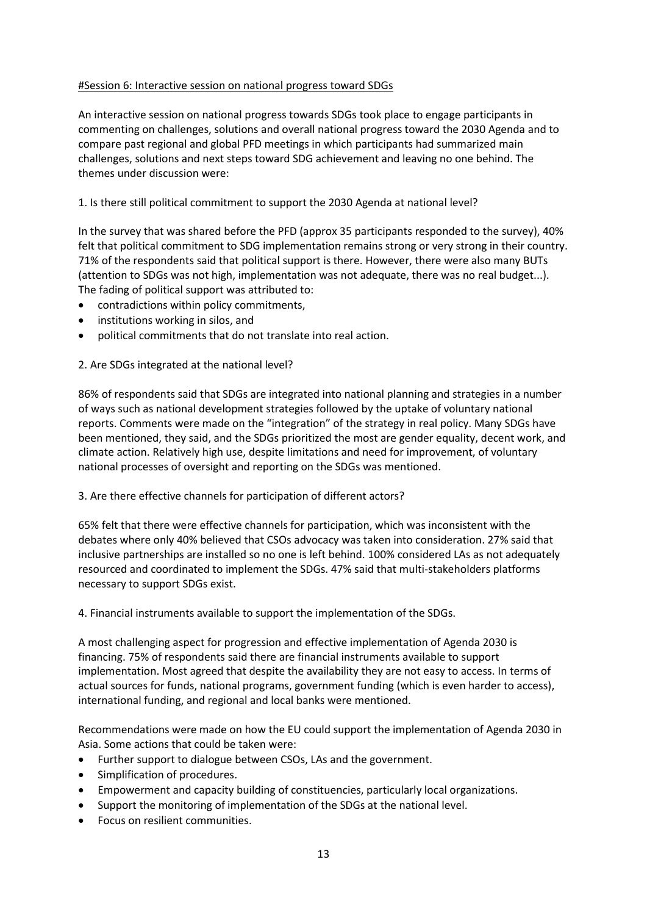#Session 6: Interactive session on national progress toward SDGs

An interactive session on national progress towards SDGs took place to engage participants in commenting on challenges, solutions and overall national progress toward the 2030 Agenda and to compare past regional and global PFD meetings in which participants had summarized main challenges, solutions and next steps toward SDG achievement and leaving no one behind. The themes under discussion were:

1. Is there still political commitment to support the 2030 Agenda at national level?

In the survey that was shared before the PFD (approx 35 participants responded to the survey), 40% felt that political commitment to SDG implementation remains strong or very strong in their country. 71% of the respondents said that political support is there. However, there were also many BUTs (attention to SDGs was not high, implementation was not adequate, there was no real budget...). The fading of political support was attributed to:

- contradictions within policy commitments,
- institutions working in silos, and
- political commitments that do not translate into real action.

2. Are SDGs integrated at the national level?

86% of respondents said that SDGs are integrated into national planning and strategies in a number of ways such as national development strategies followed by the uptake of voluntary national reports. Comments were made on the "integration" of the strategy in real policy. Many SDGs have been mentioned, they said, and the SDGs prioritized the most are gender equality, decent work, and climate action. Relatively high use, despite limitations and need for improvement, of voluntary national processes of oversight and reporting on the SDGs was mentioned.

3. Are there effective channels for participation of different actors?

65% felt that there were effective channels for participation, which was inconsistent with the debates where only 40% believed that CSOs advocacy was taken into consideration. 27% said that inclusive partnerships are installed so no one is left behind. 100% considered LAs as not adequately resourced and coordinated to implement the SDGs. 47% said that multi-stakeholders platforms necessary to support SDGs exist.

4. Financial instruments available to support the implementation of the SDGs.

A most challenging aspect for progression and effective implementation of Agenda 2030 is financing. 75% of respondents said there are financial instruments available to support implementation. Most agreed that despite the availability they are not easy to access. In terms of actual sources for funds, national programs, government funding (which is even harder to access), international funding, and regional and local banks were mentioned.

Recommendations were made on how the EU could support the implementation of Agenda 2030 in Asia. Some actions that could be taken were:

- Further support to dialogue between CSOs, LAs and the government.
- Simplification of procedures.
- Empowerment and capacity building of constituencies, particularly local organizations.
- Support the monitoring of implementation of the SDGs at the national level.
- Focus on resilient communities.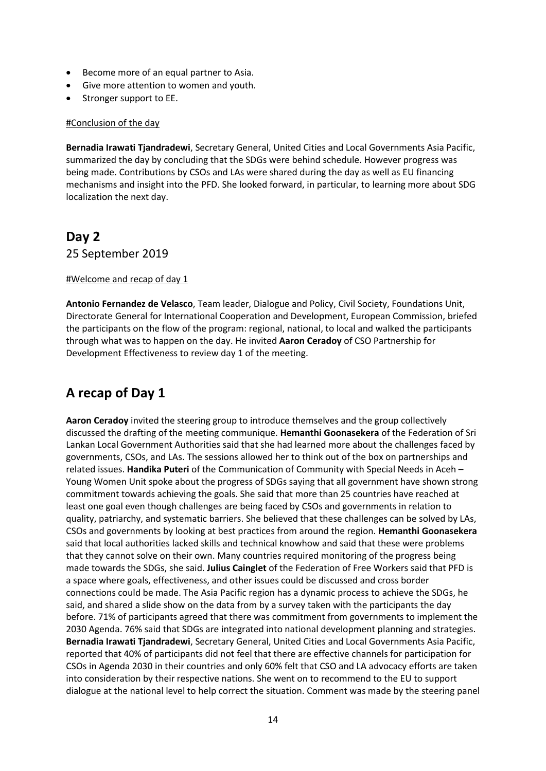- Become more of an equal partner to Asia.
- Give more attention to women and youth.
- Stronger support to EE.

#Conclusion of the day

**Bernadia Irawati Tjandradewi**, Secretary General, United Cities and Local Governments Asia Pacific, summarized the day by concluding that the SDGs were behind schedule. However progress was being made. Contributions by CSOs and LAs were shared during the day as well as EU financing mechanisms and insight into the PFD. She looked forward, in particular, to learning more about SDG localization the next day.

# Day 2

25 September 2019

#Welcome and recap of day 1

**Antonio Fernandez de Velasco**, Team leader, Dialogue and Policy, Civil Society, Foundations Unit, Directorate General for International Cooperation and Development, European Commission, briefed the participants on the flow of the program: regional, national, to local and walked the participants through what was to happen on the day. He invited **Aaron Ceradoy** of CSO Partnership for Development Effectiveness to review day 1 of the meeting.

# A recap of Day 1

**Aaron Ceradoy** invited the steering group to introduce themselves and the group collectively discussed the drafting of the meeting communique. **Hemanthi Goonasekera** of the Federation of Sri Lankan Local Government Authorities said that she had learned more about the challenges faced by governments, CSOs, and LAs. The sessions allowed her to think out of the box on partnerships and related issues. **Handika Puteri** of the Communication of Community with Special Needs in Aceh – Young Women Unit spoke about the progress of SDGs saying that all government have shown strong commitment towards achieving the goals. She said that more than 25 countries have reached at least one goal even though challenges are being faced by CSOs and governments in relation to quality, patriarchy, and systematic barriers. She believed that these challenges can be solved by LAs, CSOs and governments by looking at best practices from around the region. **Hemanthi Goonasekera** said that local authorities lacked skills and technical knowhow and said that these were problems that they cannot solve on their own. Many countries required monitoring of the progress being made towards the SDGs, she said. **Julius Cainglet** of the Federation of Free Workers said that PFD is a space where goals, effectiveness, and other issues could be discussed and cross border connections could be made. The Asia Pacific region has a dynamic process to achieve the SDGs, he said, and shared a slide show on the data from by a survey taken with the participants the day before. 71% of participants agreed that there was commitment from governments to implement the 2030 Agenda. 76% said that SDGs are integrated into national development planning and strategies. **Bernadia Irawati Tjandradewi**, Secretary General, United Cities and Local Governments Asia Pacific, reported that 40% of participants did not feel that there are effective channels for participation for CSOs in Agenda 2030 in their countries and only 60% felt that CSO and LA advocacy efforts are taken into consideration by their respective nations. She went on to recommend to the EU to support dialogue at the national level to help correct the situation. Comment was made by the steering panel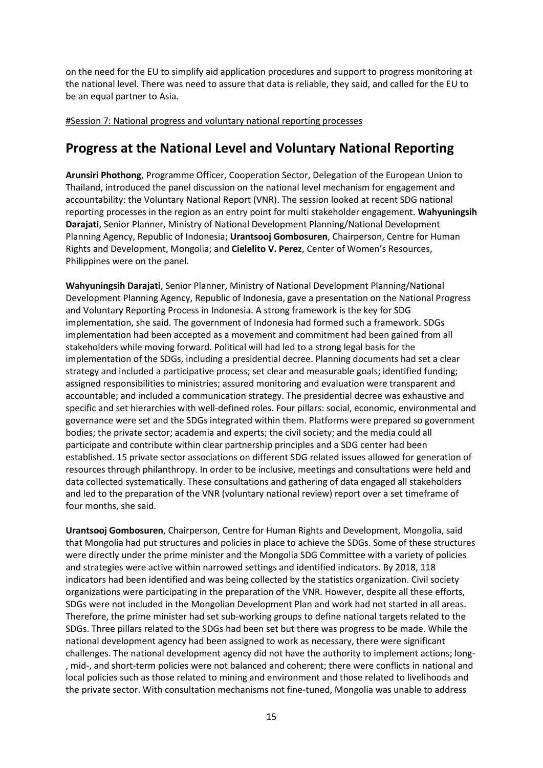on the need for the EU to simplify aid application procedures and support to progress monitoring at the national level. There was need to assure that data is reliable, they said, and called for the EU to be an equal partner to Asia.

#Session 7: National progress and voluntary national reporting processes

## Progress at the National Level and Voluntary National Reporting

**Arunsiri Phothong**, Programme Officer, Cooperation Sector, Delegation of the European Union to Thailand, introduced the panel discussion on the national level mechanism for engagement and accountability: the Voluntary National Report (VNR). The session looked at recent SDG national reporting processes in the region as an entry point for multi stakeholder engagement. **Wahyuningsih Darajati**, Senior Planner, Ministry of National Development Planning/National Development Planning Agency, Republic of Indonesia; **Urantsooj Gombosuren**, Chairperson, Centre for Human Rights and Development, Mongolia; and **Cielelito V. Perez**, Center of Women's Resources, Philippines were on the panel.

**Wahyuningsih Darajati**, Senior Planner, Ministry of National Development Planning/National Development Planning Agency, Republic of Indonesia, gave a presentation on the National Progress and Voluntary Reporting Process in Indonesia. A strong framework is the key for SDG implementation, she said. The government of Indonesia had formed such a framework. SDGs implementation had been accepted as a movement and commitment had been gained from all stakeholders while moving forward. Political will had led to a strong legal basis for the implementation of the SDGs, including a presidential decree. Planning documents had set a clear strategy and included a participative process; set clear and measurable goals; identified funding; assigned responsibilities to ministries; assured monitoring and evaluation were transparent and accountable; and included a communication strategy. The presidential decree was exhaustive and specific and set hierarchies with well-defined roles. Four pillars: social, economic, environmental and governance were set and the SDGs integrated within them. Platforms were prepared so government bodies; the private sector; academia and experts; the civil society; and the media could all participate and contribute within clear partnership principles and a SDG center had been established. 15 private sector associations on different SDG related issues allowed for generation of resources through philanthropy. In order to be inclusive, meetings and consultations were held and data collected systematically. These consultations and gathering of data engaged all stakeholders and led to the preparation of the VNR (voluntary national review) report over a set timeframe of four months, she said.

**Urantsooj Gombosuren**, Chairperson, Centre for Human Rights and Development, Mongolia, said that Mongolia had put structures and policies in place to achieve the SDGs. Some of these structures were directly under the prime minister and the Mongolia SDG Committee with a variety of policies and strategies were active within narrowed settings and identified indicators. By 2018, 118 indicators had been identified and was being collected by the statistics organization. Civil society organizations were participating in the preparation of the VNR. However, despite all these efforts, SDGs were not included in the Mongolian Development Plan and work had not started in all areas. Therefore, the prime minister had set sub-working groups to define national targets related to the SDGs. Three pillars related to the SDGs had been set but there was progress to be made. While the national development agency had been assigned to work as necessary, there were significant challenges. The national development agency did not have the authority to implement actions; long-, mid-, and short-term policies were not balanced and coherent; there were conflicts in national and local policies such as those related to mining and environment and those related to livelihoods and the private sector. With consultation mechanisms not fine-tuned, Mongolia was unable to address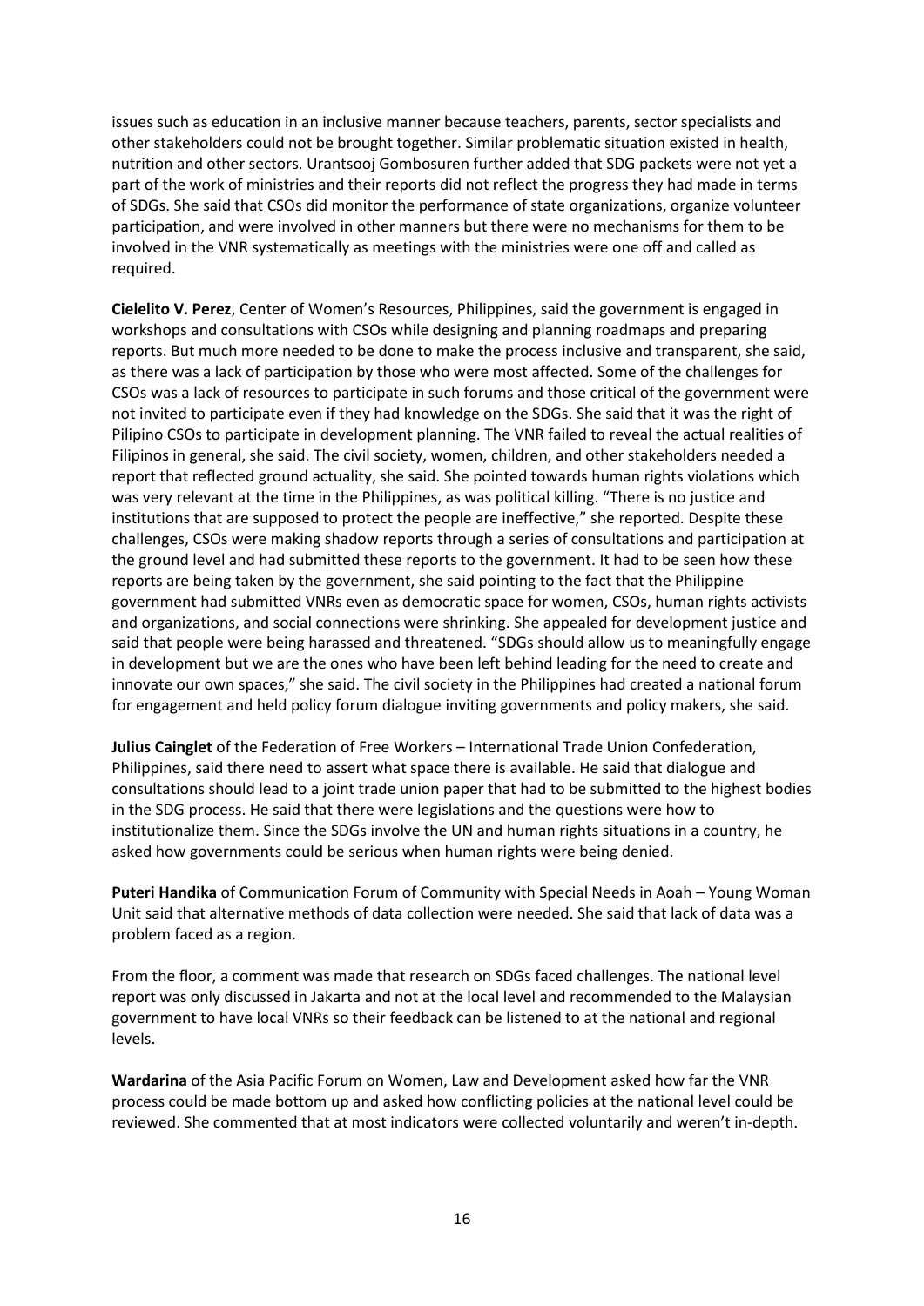issues such as education in an inclusive manner because teachers, parents, sector specialists and other stakeholders could not be brought together. Similar problematic situation existed in health, nutrition and other sectors. Urantsooj Gombosuren further added that SDG packets were not yet a part of the work of ministries and their reports did not reflect the progress they had made in terms of SDGs. She said that CSOs did monitor the performance of state organizations, organize volunteer participation, and were involved in other manners but there were no mechanisms for them to be involved in the VNR systematically as meetings with the ministries were one off and called as required.

**Cielelito V. Perez**, Center of Women's Resources, Philippines, said the government is engaged in workshops and consultations with CSOs while designing and planning roadmaps and preparing reports. But much more needed to be done to make the process inclusive and transparent, she said, as there was a lack of participation by those who were most affected. Some of the challenges for CSOs was a lack of resources to participate in such forums and those critical of the government were not invited to participate even if they had knowledge on the SDGs. She said that it was the right of Pilipino CSOs to participate in development planning. The VNR failed to reveal the actual realities of Filipinos in general, she said. The civil society, women, children, and other stakeholders needed a report that reflected ground actuality, she said. She pointed towards human rights violations which was very relevant at the time in the Philippines, as was political killing. "There is no justice and institutions that are supposed to protect the people are ineffective," she reported. Despite these challenges, CSOs were making shadow reports through a series of consultations and participation at the ground level and had submitted these reports to the government. It had to be seen how these reports are being taken by the government, she said pointing to the fact that the Philippine government had submitted VNRs even as democratic space for women, CSOs, human rights activists and organizations, and social connections were shrinking. She appealed for development justice and said that people were being harassed and threatened. "SDGs should allow us to meaningfully engage in development but we are the ones who have been left behind leading for the need to create and innovate our own spaces," she said. The civil society in the Philippines had created a national forum for engagement and held policy forum dialogue inviting governments and policy makers, she said.

**Julius Cainglet** of the Federation of Free Workers – International Trade Union Confederation, Philippines, said there need to assert what space there is available. He said that dialogue and consultations should lead to a joint trade union paper that had to be submitted to the highest bodies in the SDG process. He said that there were legislations and the questions were how to institutionalize them. Since the SDGs involve the UN and human rights situations in a country, he asked how governments could be serious when human rights were being denied.

**Puteri Handika** of Communication Forum of Community with Special Needs in Aoah – Young Woman Unit said that alternative methods of data collection were needed. She said that lack of data was a problem faced as a region.

From the floor, a comment was made that research on SDGs faced challenges. The national level report was only discussed in Jakarta and not at the local level and recommended to the Malaysian government to have local VNRs so their feedback can be listened to at the national and regional levels.

**Wardarina** of the Asia Pacific Forum on Women, Law and Development asked how far the VNR process could be made bottom up and asked how conflicting policies at the national level could be reviewed. She commented that at most indicators were collected voluntarily and weren't in-depth.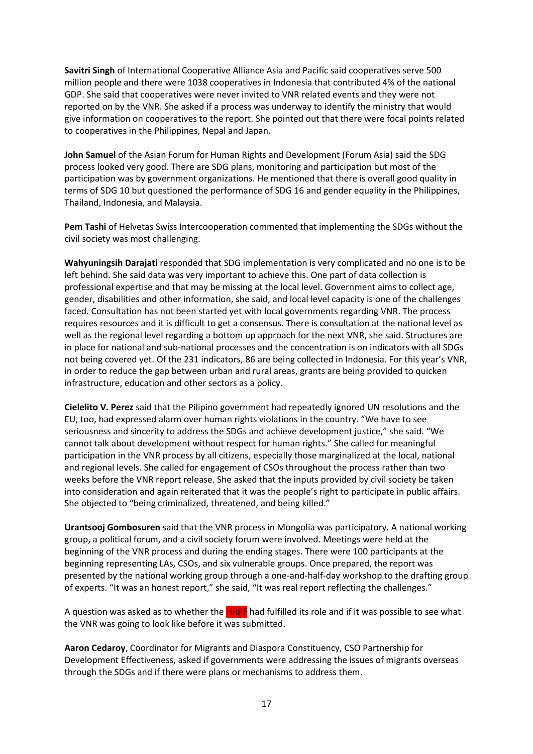**Savitri Singh** of International Cooperative Alliance Asia and Pacific said cooperatives serve 500 million people and there were 1038 cooperatives in Indonesia that contributed 4% of the national GDP. She said that cooperatives were never invited to VNR related events and they were not reported on by the VNR. She asked if a process was underway to identify the ministry that would give information on cooperatives to the report. She pointed out that there were focal points related to cooperatives in the Philippines, Nepal and Japan.

**John Samuel** of the Asian Forum for Human Rights and Development (Forum Asia) said the SDG process looked very good. There are SDG plans, monitoring and participation but most of the participation was by government organizations. He mentioned that there is overall good quality in terms of SDG 10 but questioned the performance of SDG 16 and gender equality in the Philippines, Thailand, Indonesia, and Malaysia.

**Pem Tashi** of Helvetas Swiss Intercooperation commented that implementing the SDGs without the civil society was most challenging.

**Wahyuningsih Darajati** responded that SDG implementation is very complicated and no one is to be left behind. She said data was very important to achieve this. One part of data collection is professional expertise and that may be missing at the local level. Government aims to collect age, gender, disabilities and other information, she said, and local level capacity is one of the challenges faced. Consultation has not been started yet with local governments regarding VNR. The process requires resources and it is difficult to get a consensus. There is consultation at the national level as well as the regional level regarding a bottom up approach for the next VNR, she said. Structures are in place for national and sub-national processes and the concentration is on indicators with all SDGs not being covered yet. Of the 231 indicators, 86 are being collected in Indonesia. For this year's VNR, in order to reduce the gap between urban and rural areas, grants are being provided to quicken infrastructure, education and other sectors as a policy.

**Cielelito V. Perez** said that the Pilipino government had repeatedly ignored UN resolutions and the EU, too, had expressed alarm over human rights violations in the country. "We have to see seriousness and sincerity to address the SDGs and achieve development justice," she said. "We cannot talk about development without respect for human rights." She called for meaningful participation in the VNR process by all citizens, especially those marginalized at the local, national and regional levels. She called for engagement of CSOs throughout the process rather than two weeks before the VNR report release. She asked that the inputs provided by civil society be taken into consideration and again reiterated that it was the people's right to participate in public affairs. She objected to "being criminalized, threatened, and being killed."

**Urantsooj Gombosuren** said that the VNR process in Mongolia was participatory. A national working group, a political forum, and a civil society forum were involved. Meetings were held at the beginning of the VNR process and during the ending stages. There were 100 participants at the beginning representing LAs, CSOs, and six vulnerable groups. Once prepared, the report was presented by the national working group through a one-and-half-day workshop to the drafting group of experts. "It was an honest report," she said, "It was real report reflecting the challenges."

A question was asked as to whether the HRPF had fulfilled its role and if it was possible to see what the VNR was going to look like before it was submitted.

**Aaron Cedaroy**, Coordinator for Migrants and Diaspora Constituency, CSO Partnership for Development Effectiveness, asked if governments were addressing the issues of migrants overseas through the SDGs and if there were plans or mechanisms to address them.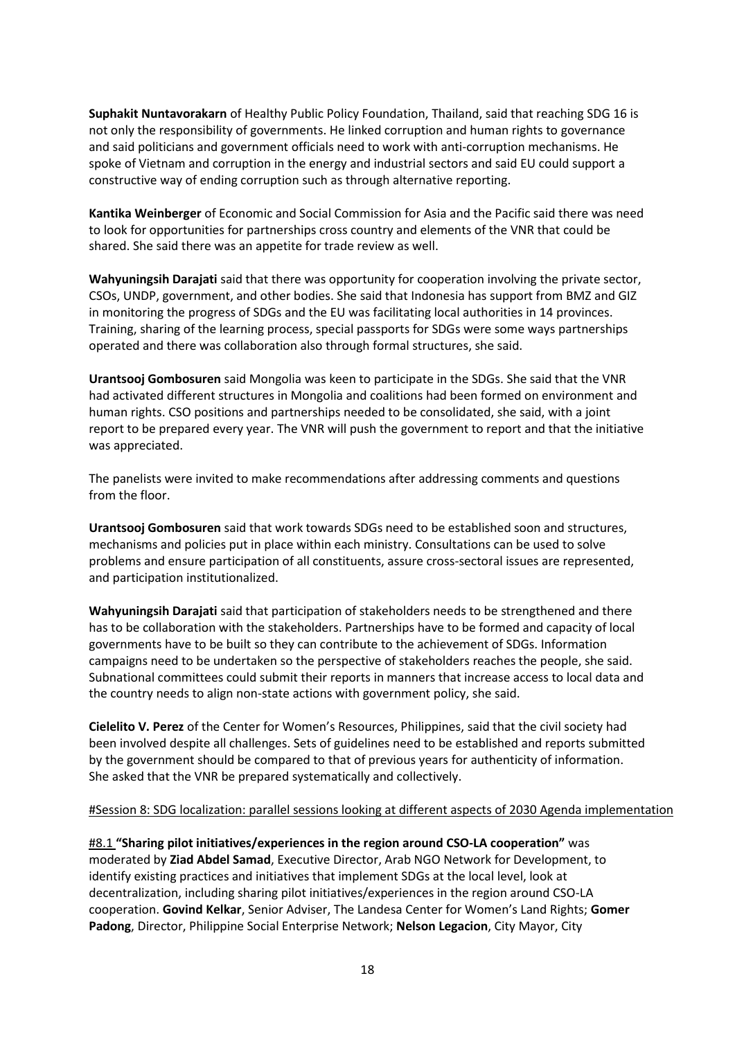**Suphakit Nuntavorakarn** of Healthy Public Policy Foundation, Thailand, said that reaching SDG 16 is not only the responsibility of governments. He linked corruption and human rights to governance and said politicians and government officials need to work with anti-corruption mechanisms. He spoke of Vietnam and corruption in the energy and industrial sectors and said EU could support a constructive way of ending corruption such as through alternative reporting.

**Kantika Weinberger** of Economic and Social Commission for Asia and the Pacific said there was need to look for opportunities for partnerships cross country and elements of the VNR that could be shared. She said there was an appetite for trade review as well.

**Wahyuningsih Darajati** said that there was opportunity for cooperation involving the private sector, CSOs, UNDP, government, and other bodies. She said that Indonesia has support from BMZ and GIZ in monitoring the progress of SDGs and the EU was facilitating local authorities in 14 provinces. Training, sharing of the learning process, special passports for SDGs were some ways partnerships operated and there was collaboration also through formal structures, she said.

**Urantsooj Gombosuren** said Mongolia was keen to participate in the SDGs. She said that the VNR had activated different structures in Mongolia and coalitions had been formed on environment and human rights. CSO positions and partnerships needed to be consolidated, she said, with a joint report to be prepared every year. The VNR will push the government to report and that the initiative was appreciated.

The panelists were invited to make recommendations after addressing comments and questions from the floor.

**Urantsooj Gombosuren** said that work towards SDGs need to be established soon and structures, mechanisms and policies put in place within each ministry. Consultations can be used to solve problems and ensure participation of all constituents, assure cross-sectoral issues are represented, and participation institutionalized.

**Wahyuningsih Darajati** said that participation of stakeholders needs to be strengthened and there has to be collaboration with the stakeholders. Partnerships have to be formed and capacity of local governments have to be built so they can contribute to the achievement of SDGs. Information campaigns need to be undertaken so the perspective of stakeholders reaches the people, she said. Subnational committees could submit their reports in manners that increase access to local data and the country needs to align non-state actions with government policy, she said.

**Cielelito V. Perez** of the Center for Women's Resources, Philippines, said that the civil society had been involved despite all challenges. Sets of guidelines need to be established and reports submitted by the government should be compared to that of previous years for authenticity of information. She asked that the VNR be prepared systematically and collectively.

#Session 8: SDG localization: parallel sessions looking at different aspects of 2030 Agenda implementation

#8.1 **"Sharing pilot initiatives/experiences in the region around CSO-LA cooperation"** was moderated by **Ziad Abdel Samad**, Executive Director, Arab NGO Network for Development, to identify existing practices and initiatives that implement SDGs at the local level, look at decentralization, including sharing pilot initiatives/experiences in the region around CSO-LA cooperation. **Govind Kelkar**, Senior Adviser, The Landesa Center for Women's Land Rights; **Gomer Padong**, Director, Philippine Social Enterprise Network; **Nelson Legacion**, City Mayor, City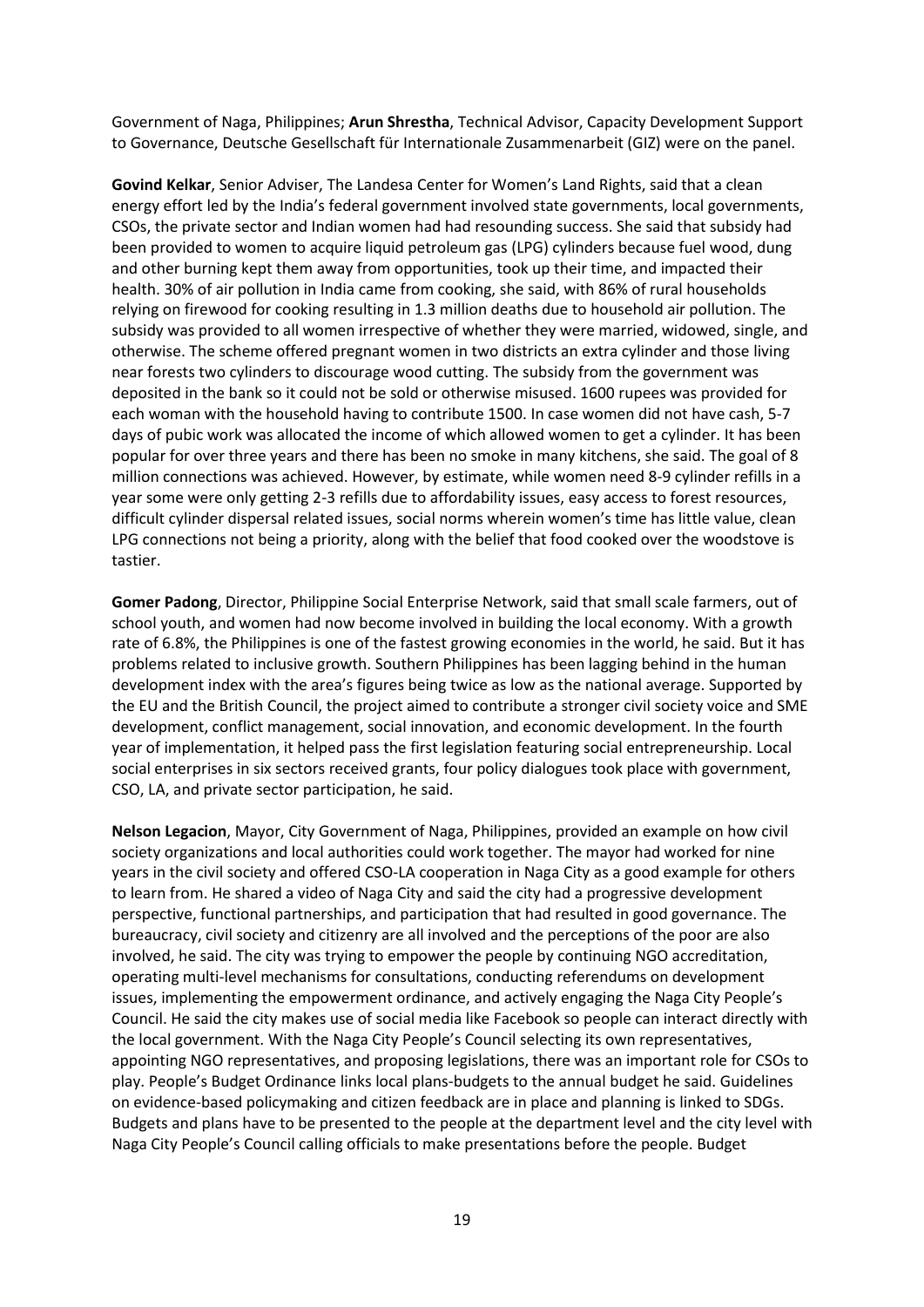Government of Naga, Philippines; **Arun Shrestha**, Technical Advisor, Capacity Development Support to Governance, Deutsche Gesellschaft für Internationale Zusammenarbeit (GIZ) were on the panel.

**Govind Kelkar**, Senior Adviser, The Landesa Center for Women's Land Rights, said that a clean energy effort led by the India's federal government involved state governments, local governments, CSOs, the private sector and Indian women had had resounding success. She said that subsidy had been provided to women to acquire liquid petroleum gas (LPG) cylinders because fuel wood, dung and other burning kept them away from opportunities, took up their time, and impacted their health. 30% of air pollution in India came from cooking, she said, with 86% of rural households relying on firewood for cooking resulting in 1.3 million deaths due to household air pollution. The subsidy was provided to all women irrespective of whether they were married, widowed, single, and otherwise. The scheme offered pregnant women in two districts an extra cylinder and those living near forests two cylinders to discourage wood cutting. The subsidy from the government was deposited in the bank so it could not be sold or otherwise misused. 1600 rupees was provided for each woman with the household having to contribute 1500. In case women did not have cash, 5-7 days of pubic work was allocated the income of which allowed women to get a cylinder. It has been popular for over three years and there has been no smoke in many kitchens, she said. The goal of 8 million connections was achieved. However, by estimate, while women need 8-9 cylinder refills in a year some were only getting 2-3 refills due to affordability issues, easy access to forest resources, difficult cylinder dispersal related issues, social norms wherein women's time has little value, clean LPG connections not being a priority, along with the belief that food cooked over the woodstove is tastier.

**Gomer Padong**, Director, Philippine Social Enterprise Network, said that small scale farmers, out of school youth, and women had now become involved in building the local economy. With a growth rate of 6.8%, the Philippines is one of the fastest growing economies in the world, he said. But it has problems related to inclusive growth. Southern Philippines has been lagging behind in the human development index with the area's figures being twice as low as the national average. Supported by the EU and the British Council, the project aimed to contribute a stronger civil society voice and SME development, conflict management, social innovation, and economic development. In the fourth year of implementation, it helped pass the first legislation featuring social entrepreneurship. Local social enterprises in six sectors received grants, four policy dialogues took place with government, CSO, LA, and private sector participation, he said.

**Nelson Legacion**, Mayor, City Government of Naga, Philippines, provided an example on how civil society organizations and local authorities could work together. The mayor had worked for nine years in the civil society and offered CSO-LA cooperation in Naga City as a good example for others to learn from. He shared a video of Naga City and said the city had a progressive development perspective, functional partnerships, and participation that had resulted in good governance. The bureaucracy, civil society and citizenry are all involved and the perceptions of the poor are also involved, he said. The city was trying to empower the people by continuing NGO accreditation, operating multi-level mechanisms for consultations, conducting referendums on development issues, implementing the empowerment ordinance, and actively engaging the Naga City People's Council. He said the city makes use of social media like Facebook so people can interact directly with the local government. With the Naga City People's Council selecting its own representatives, appointing NGO representatives, and proposing legislations, there was an important role for CSOs to play. People's Budget Ordinance links local plans-budgets to the annual budget he said. Guidelines on evidence-based policymaking and citizen feedback are in place and planning is linked to SDGs. Budgets and plans have to be presented to the people at the department level and the city level with Naga City People's Council calling officials to make presentations before the people. Budget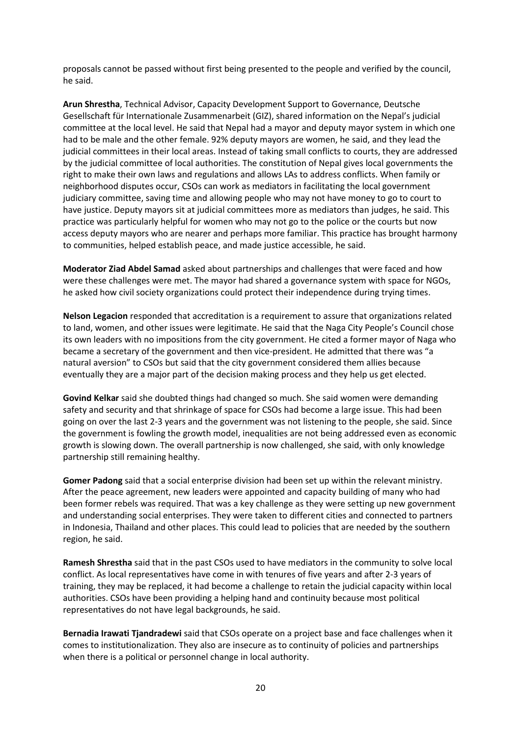proposals cannot be passed without first being presented to the people and verified by the council, he said.

**Arun Shrestha**, Technical Advisor, Capacity Development Support to Governance, Deutsche Gesellschaft für Internationale Zusammenarbeit (GIZ), shared information on the Nepal's judicial committee at the local level. He said that Nepal had a mayor and deputy mayor system in which one had to be male and the other female. 92% deputy mayors are women, he said, and they lead the judicial committees in their local areas. Instead of taking small conflicts to courts, they are addressed by the judicial committee of local authorities. The constitution of Nepal gives local governments the right to make their own laws and regulations and allows LAs to address conflicts. When family or neighborhood disputes occur, CSOs can work as mediators in facilitating the local government judiciary committee, saving time and allowing people who may not have money to go to court to have justice. Deputy mayors sit at judicial committees more as mediators than judges, he said. This practice was particularly helpful for women who may not go to the police or the courts but now access deputy mayors who are nearer and perhaps more familiar. This practice has brought harmony to communities, helped establish peace, and made justice accessible, he said.

**Moderator Ziad Abdel Samad** asked about partnerships and challenges that were faced and how were these challenges were met. The mayor had shared a governance system with space for NGOs, he asked how civil society organizations could protect their independence during trying times.

**Nelson Legacion** responded that accreditation is a requirement to assure that organizations related to land, women, and other issues were legitimate. He said that the Naga City People's Council chose its own leaders with no impositions from the city government. He cited a former mayor of Naga who became a secretary of the government and then vice-president. He admitted that there was "a natural aversion" to CSOs but said that the city government considered them allies because eventually they are a major part of the decision making process and they help us get elected.

**Govind Kelkar** said she doubted things had changed so much. She said women were demanding safety and security and that shrinkage of space for CSOs had become a large issue. This had been going on over the last 2-3 years and the government was not listening to the people, she said. Since the government is fowling the growth model, inequalities are not being addressed even as economic growth is slowing down. The overall partnership is now challenged, she said, with only knowledge partnership still remaining healthy.

**Gomer Padong** said that a social enterprise division had been set up within the relevant ministry. After the peace agreement, new leaders were appointed and capacity building of many who had been former rebels was required. That was a key challenge as they were setting up new government and understanding social enterprises. They were taken to different cities and connected to partners in Indonesia, Thailand and other places. This could lead to policies that are needed by the southern region, he said.

**Ramesh Shrestha** said that in the past CSOs used to have mediators in the community to solve local conflict. As local representatives have come in with tenures of five years and after 2-3 years of training, they may be replaced, it had become a challenge to retain the judicial capacity within local authorities. CSOs have been providing a helping hand and continuity because most political representatives do not have legal backgrounds, he said.

**Bernadia Irawati Tjandradewi** said that CSOs operate on a project base and face challenges when it comes to institutionalization. They also are insecure as to continuity of policies and partnerships when there is a political or personnel change in local authority.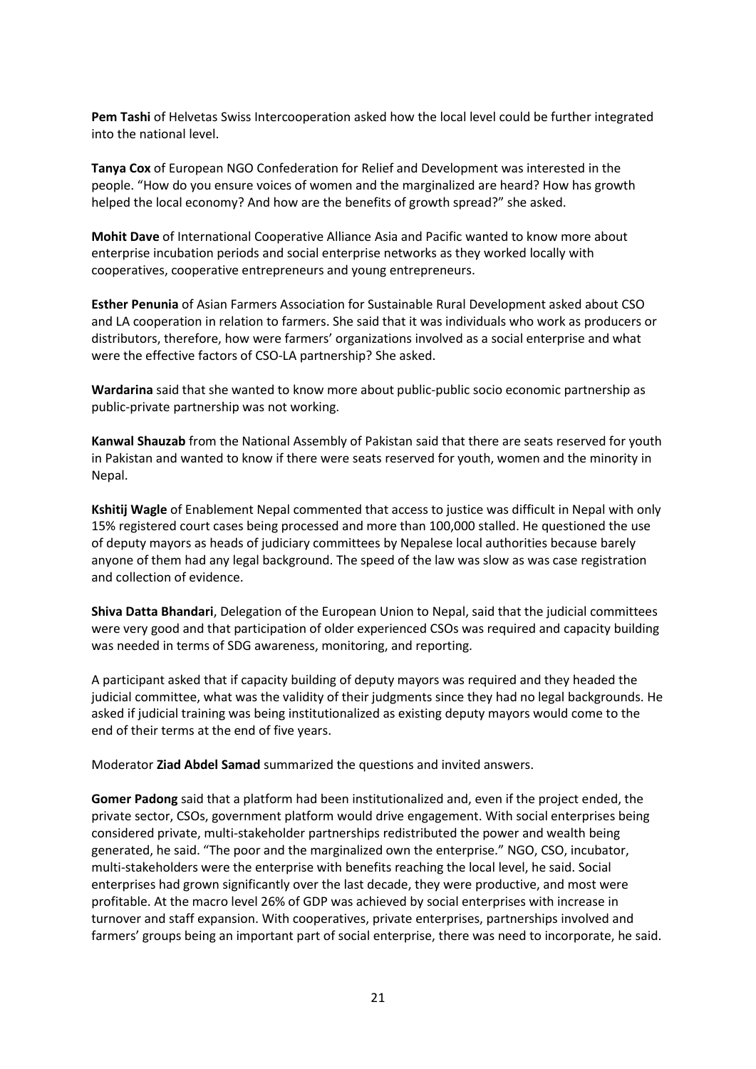**Pem Tashi** of Helvetas Swiss Intercooperation asked how the local level could be further integrated into the national level.

**Tanya Cox** of European NGO Confederation for Relief and Development was interested in the people. "How do you ensure voices of women and the marginalized are heard? How has growth helped the local economy? And how are the benefits of growth spread?" she asked.

**Mohit Dave** of International Cooperative Alliance Asia and Pacific wanted to know more about enterprise incubation periods and social enterprise networks as they worked locally with cooperatives, cooperative entrepreneurs and young entrepreneurs.

**Esther Penunia** of Asian Farmers Association for Sustainable Rural Development asked about CSO and LA cooperation in relation to farmers. She said that it was individuals who work as producers or distributors, therefore, how were farmers' organizations involved as a social enterprise and what were the effective factors of CSO-LA partnership? She asked.

**Wardarina** said that she wanted to know more about public-public socio economic partnership as public-private partnership was not working.

**Kanwal Shauzab** from the National Assembly of Pakistan said that there are seats reserved for youth in Pakistan and wanted to know if there were seats reserved for youth, women and the minority in Nepal.

**Kshitij Wagle** of Enablement Nepal commented that access to justice was difficult in Nepal with only 15% registered court cases being processed and more than 100,000 stalled. He questioned the use of deputy mayors as heads of judiciary committees by Nepalese local authorities because barely anyone of them had any legal background. The speed of the law was slow as was case registration and collection of evidence.

**Shiva Datta Bhandari**, Delegation of the European Union to Nepal, said that the judicial committees were very good and that participation of older experienced CSOs was required and capacity building was needed in terms of SDG awareness, monitoring, and reporting.

A participant asked that if capacity building of deputy mayors was required and they headed the judicial committee, what was the validity of their judgments since they had no legal backgrounds. He asked if judicial training was being institutionalized as existing deputy mayors would come to the end of their terms at the end of five years.

Moderator **Ziad Abdel Samad** summarized the questions and invited answers.

**Gomer Padong** said that a platform had been institutionalized and, even if the project ended, the private sector, CSOs, government platform would drive engagement. With social enterprises being considered private, multi-stakeholder partnerships redistributed the power and wealth being generated, he said. "The poor and the marginalized own the enterprise." NGO, CSO, incubator, multi-stakeholders were the enterprise with benefits reaching the local level, he said. Social enterprises had grown significantly over the last decade, they were productive, and most were profitable. At the macro level 26% of GDP was achieved by social enterprises with increase in turnover and staff expansion. With cooperatives, private enterprises, partnerships involved and farmers' groups being an important part of social enterprise, there was need to incorporate, he said.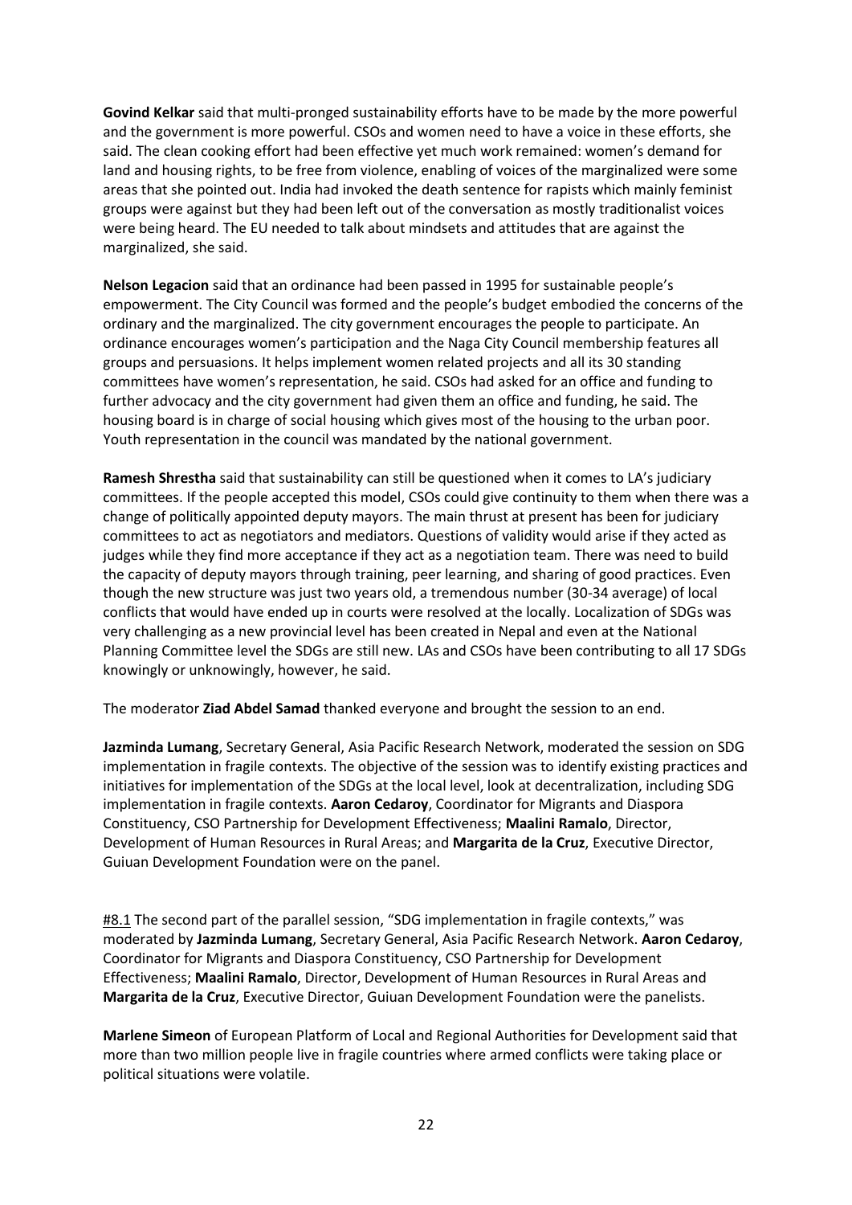**Govind Kelkar** said that multi-pronged sustainability efforts have to be made by the more powerful and the government is more powerful. CSOs and women need to have a voice in these efforts, she said. The clean cooking effort had been effective yet much work remained: women's demand for land and housing rights, to be free from violence, enabling of voices of the marginalized were some areas that she pointed out. India had invoked the death sentence for rapists which mainly feminist groups were against but they had been left out of the conversation as mostly traditionalist voices were being heard. The EU needed to talk about mindsets and attitudes that are against the marginalized, she said.

**Nelson Legacion** said that an ordinance had been passed in 1995 for sustainable people's empowerment. The City Council was formed and the people's budget embodied the concerns of the ordinary and the marginalized. The city government encourages the people to participate. An ordinance encourages women's participation and the Naga City Council membership features all groups and persuasions. It helps implement women related projects and all its 30 standing committees have women's representation, he said. CSOs had asked for an office and funding to further advocacy and the city government had given them an office and funding, he said. The housing board is in charge of social housing which gives most of the housing to the urban poor. Youth representation in the council was mandated by the national government.

**Ramesh Shrestha** said that sustainability can still be questioned when it comes to LA's judiciary committees. If the people accepted this model, CSOs could give continuity to them when there was a change of politically appointed deputy mayors. The main thrust at present has been for judiciary committees to act as negotiators and mediators. Questions of validity would arise if they acted as judges while they find more acceptance if they act as a negotiation team. There was need to build the capacity of deputy mayors through training, peer learning, and sharing of good practices. Even though the new structure was just two years old, a tremendous number (30-34 average) of local conflicts that would have ended up in courts were resolved at the locally. Localization of SDGs was very challenging as a new provincial level has been created in Nepal and even at the National Planning Committee level the SDGs are still new. LAs and CSOs have been contributing to all 17 SDGs knowingly or unknowingly, however, he said.

The moderator **Ziad Abdel Samad** thanked everyone and brought the session to an end.

**Jazminda Lumang**, Secretary General, Asia Pacific Research Network, moderated the session on SDG implementation in fragile contexts. The objective of the session was to identify existing practices and initiatives for implementation of the SDGs at the local level, look at decentralization, including SDG implementation in fragile contexts. **Aaron Cedaroy**, Coordinator for Migrants and Diaspora Constituency, CSO Partnership for Development Effectiveness; **Maalini Ramalo**, Director, Development of Human Resources in Rural Areas; and **Margarita de la Cruz**, Executive Director, Guiuan Development Foundation were on the panel.

#8.1 The second part of the parallel session, "SDG implementation in fragile contexts," was moderated by **Jazminda Lumang**, Secretary General, Asia Pacific Research Network. **Aaron Cedaroy**, Coordinator for Migrants and Diaspora Constituency, CSO Partnership for Development Effectiveness; **Maalini Ramalo**, Director, Development of Human Resources in Rural Areas and **Margarita de la Cruz**, Executive Director, Guiuan Development Foundation were the panelists.

**Marlene Simeon** of European Platform of Local and Regional Authorities for Development said that more than two million people live in fragile countries where armed conflicts were taking place or political situations were volatile.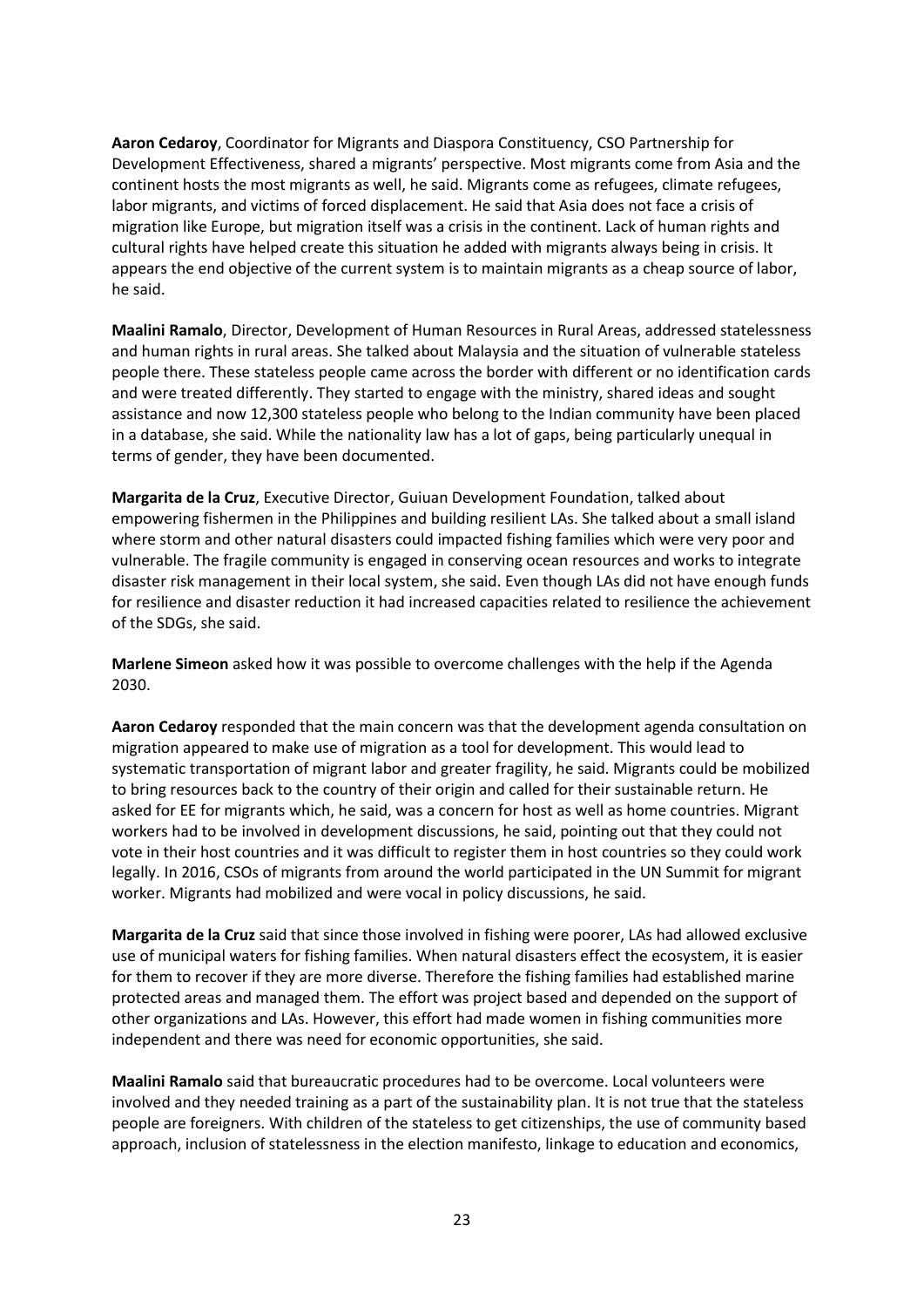**Aaron Cedaroy**, Coordinator for Migrants and Diaspora Constituency, CSO Partnership for Development Effectiveness, shared a migrants' perspective. Most migrants come from Asia and the continent hosts the most migrants as well, he said. Migrants come as refugees, climate refugees, labor migrants, and victims of forced displacement. He said that Asia does not face a crisis of migration like Europe, but migration itself was a crisis in the continent. Lack of human rights and cultural rights have helped create this situation he added with migrants always being in crisis. It appears the end objective of the current system is to maintain migrants as a cheap source of labor, he said.

**Maalini Ramalo**, Director, Development of Human Resources in Rural Areas, addressed statelessness and human rights in rural areas. She talked about Malaysia and the situation of vulnerable stateless people there. These stateless people came across the border with different or no identification cards and were treated differently. They started to engage with the ministry, shared ideas and sought assistance and now 12,300 stateless people who belong to the Indian community have been placed in a database, she said. While the nationality law has a lot of gaps, being particularly unequal in terms of gender, they have been documented.

**Margarita de la Cruz**, Executive Director, Guiuan Development Foundation, talked about empowering fishermen in the Philippines and building resilient LAs. She talked about a small island where storm and other natural disasters could impacted fishing families which were very poor and vulnerable. The fragile community is engaged in conserving ocean resources and works to integrate disaster risk management in their local system, she said. Even though LAs did not have enough funds for resilience and disaster reduction it had increased capacities related to resilience the achievement of the SDGs, she said.

**Marlene Simeon** asked how it was possible to overcome challenges with the help if the Agenda 2030.

**Aaron Cedaroy** responded that the main concern was that the development agenda consultation on migration appeared to make use of migration as a tool for development. This would lead to systematic transportation of migrant labor and greater fragility, he said. Migrants could be mobilized to bring resources back to the country of their origin and called for their sustainable return. He asked for EE for migrants which, he said, was a concern for host as well as home countries. Migrant workers had to be involved in development discussions, he said, pointing out that they could not vote in their host countries and it was difficult to register them in host countries so they could work legally. In 2016, CSOs of migrants from around the world participated in the UN Summit for migrant worker. Migrants had mobilized and were vocal in policy discussions, he said.

**Margarita de la Cruz** said that since those involved in fishing were poorer, LAs had allowed exclusive use of municipal waters for fishing families. When natural disasters effect the ecosystem, it is easier for them to recover if they are more diverse. Therefore the fishing families had established marine protected areas and managed them. The effort was project based and depended on the support of other organizations and LAs. However, this effort had made women in fishing communities more independent and there was need for economic opportunities, she said.

**Maalini Ramalo** said that bureaucratic procedures had to be overcome. Local volunteers were involved and they needed training as a part of the sustainability plan. It is not true that the stateless people are foreigners. With children of the stateless to get citizenships, the use of community based approach, inclusion of statelessness in the election manifesto, linkage to education and economics,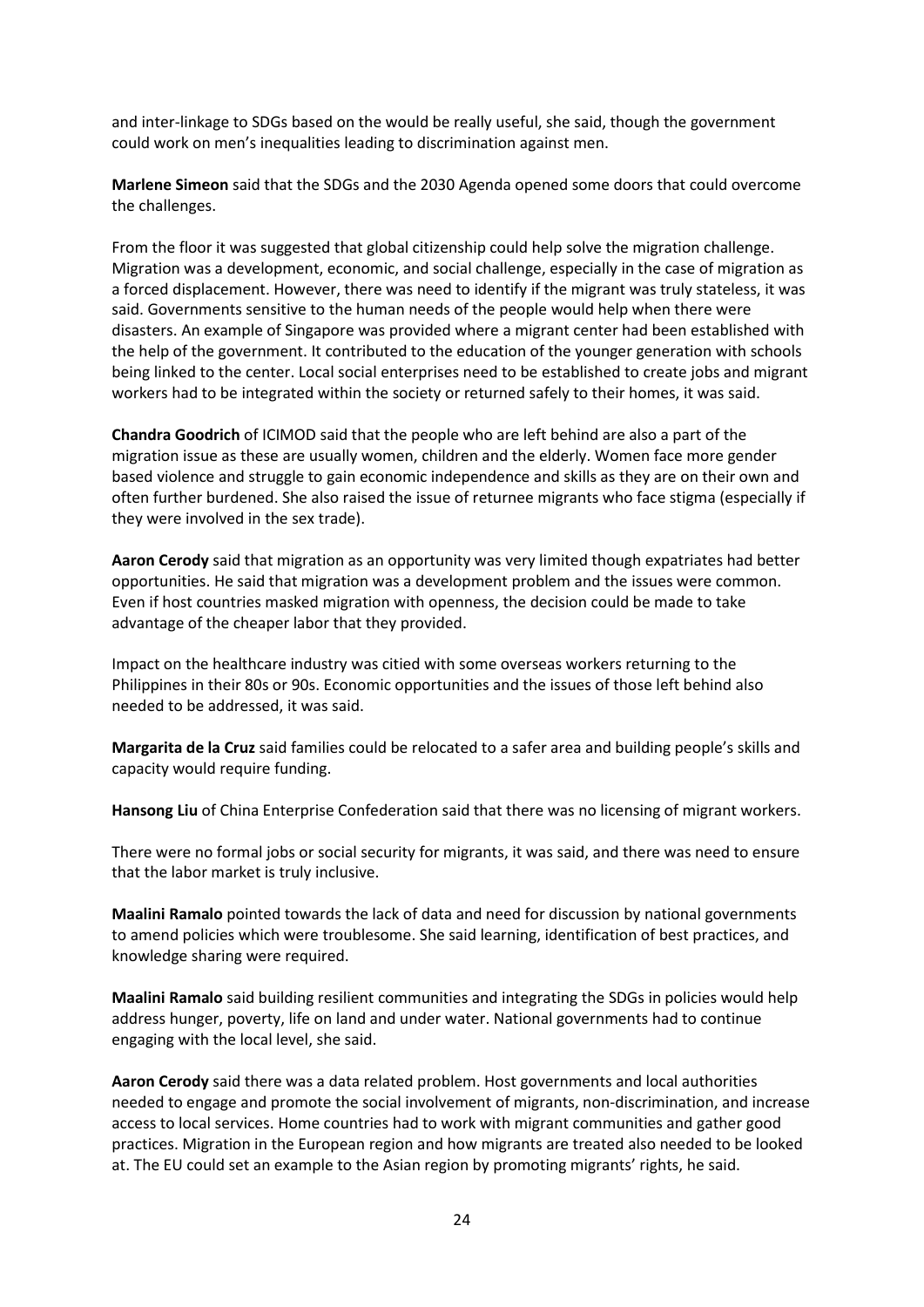and inter-linkage to SDGs based on the would be really useful, she said, though the government could work on men's inequalities leading to discrimination against men.

**Marlene Simeon** said that the SDGs and the 2030 Agenda opened some doors that could overcome the challenges.

From the floor it was suggested that global citizenship could help solve the migration challenge. Migration was a development, economic, and social challenge, especially in the case of migration as a forced displacement. However, there was need to identify if the migrant was truly stateless, it was said. Governments sensitive to the human needs of the people would help when there were disasters. An example of Singapore was provided where a migrant center had been established with the help of the government. It contributed to the education of the younger generation with schools being linked to the center. Local social enterprises need to be established to create jobs and migrant workers had to be integrated within the society or returned safely to their homes, it was said.

**Chandra Goodrich** of ICIMOD said that the people who are left behind are also a part of the migration issue as these are usually women, children and the elderly. Women face more gender based violence and struggle to gain economic independence and skills as they are on their own and often further burdened. She also raised the issue of returnee migrants who face stigma (especially if they were involved in the sex trade).

**Aaron Cerody** said that migration as an opportunity was very limited though expatriates had better opportunities. He said that migration was a development problem and the issues were common. Even if host countries masked migration with openness, the decision could be made to take advantage of the cheaper labor that they provided.

Impact on the healthcare industry was citied with some overseas workers returning to the Philippines in their 80s or 90s. Economic opportunities and the issues of those left behind also needed to be addressed, it was said.

**Margarita de la Cruz** said families could be relocated to a safer area and building people's skills and capacity would require funding.

**Hansong Liu** of China Enterprise Confederation said that there was no licensing of migrant workers.

There were no formal jobs or social security for migrants, it was said, and there was need to ensure that the labor market is truly inclusive.

**Maalini Ramalo** pointed towards the lack of data and need for discussion by national governments to amend policies which were troublesome. She said learning, identification of best practices, and knowledge sharing were required.

**Maalini Ramalo** said building resilient communities and integrating the SDGs in policies would help address hunger, poverty, life on land and under water. National governments had to continue engaging with the local level, she said.

**Aaron Cerody** said there was a data related problem. Host governments and local authorities needed to engage and promote the social involvement of migrants, non-discrimination, and increase access to local services. Home countries had to work with migrant communities and gather good practices. Migration in the European region and how migrants are treated also needed to be looked at. The EU could set an example to the Asian region by promoting migrants' rights, he said.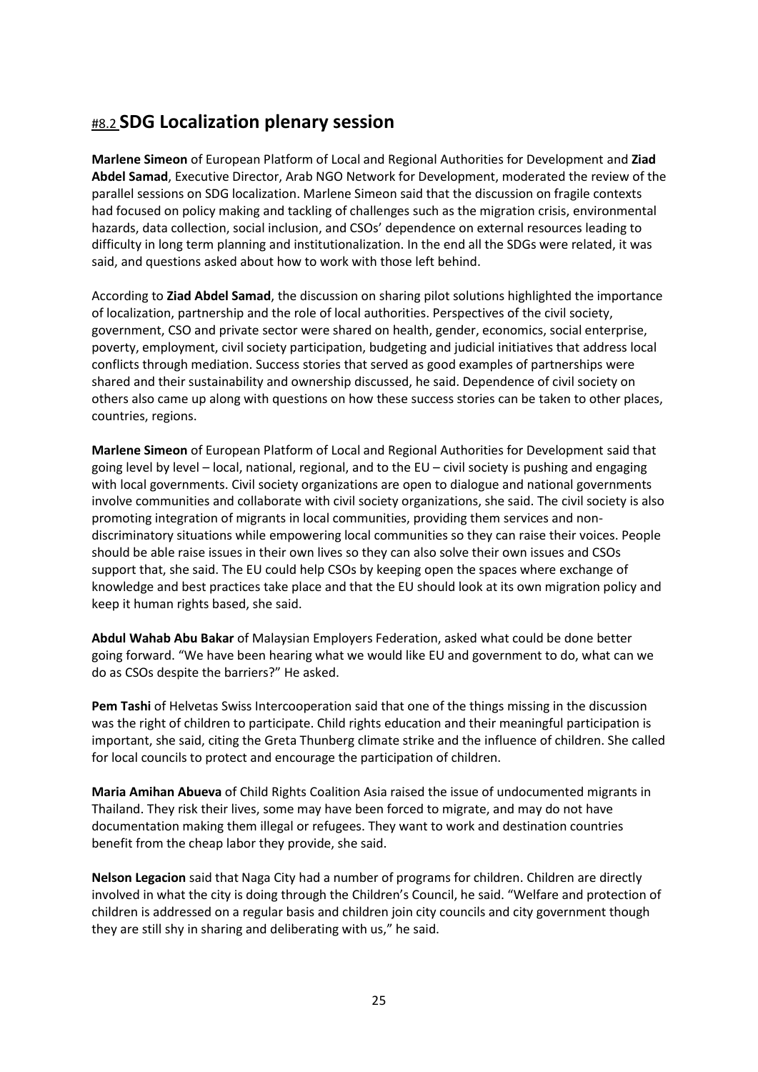## #8.2 SDG Localization plenary session

**Marlene Simeon** of European Platform of Local and Regional Authorities for Development and **Ziad Abdel Samad**, Executive Director, Arab NGO Network for Development, moderated the review of the parallel sessions on SDG localization. Marlene Simeon said that the discussion on fragile contexts had focused on policy making and tackling of challenges such as the migration crisis, environmental hazards, data collection, social inclusion, and CSOs' dependence on external resources leading to difficulty in long term planning and institutionalization. In the end all the SDGs were related, it was said, and questions asked about how to work with those left behind.

According to **Ziad Abdel Samad**, the discussion on sharing pilot solutions highlighted the importance of localization, partnership and the role of local authorities. Perspectives of the civil society, government, CSO and private sector were shared on health, gender, economics, social enterprise, poverty, employment, civil society participation, budgeting and judicial initiatives that address local conflicts through mediation. Success stories that served as good examples of partnerships were shared and their sustainability and ownership discussed, he said. Dependence of civil society on others also came up along with questions on how these success stories can be taken to other places, countries, regions.

**Marlene Simeon** of European Platform of Local and Regional Authorities for Development said that going level by level – local, national, regional, and to the EU – civil society is pushing and engaging with local governments. Civil society organizations are open to dialogue and national governments involve communities and collaborate with civil society organizations, she said. The civil society is also promoting integration of migrants in local communities, providing them services and non-discriminatory situations while empowering local communities so they can raise their voices. People should be able raise issues in their own lives so they can also solve their own issues and CSOs support that, she said. The EU could help CSOs by keeping open the spaces where exchange of knowledge and best practices take place and that the EU should look at its own migration policy and keep it human rights based, she said.

**Abdul Wahab Abu Bakar** of Malaysian Employers Federation, asked what could be done better going forward. "We have been hearing what we would like EU and government to do, what can we do as CSOs despite the barriers?" He asked.

**Pem Tashi** of Helvetas Swiss Intercooperation said that one of the things missing in the discussion was the right of children to participate. Child rights education and their meaningful participation is important, she said, citing the Greta Thunberg climate strike and the influence of children. She called for local councils to protect and encourage the participation of children.

**Maria Amihan Abueva** of Child Rights Coalition Asia raised the issue of undocumented migrants in Thailand. They risk their lives, some may have been forced to migrate, and may do not have documentation making them illegal or refugees. They want to work and destination countries benefit from the cheap labor they provide, she said.

**Nelson Legacion** said that Naga City had a number of programs for children. Children are directly involved in what the city is doing through the Children's Council, he said. "Welfare and protection of children is addressed on a regular basis and children join city councils and city government though they are still shy in sharing and deliberating with us," he said.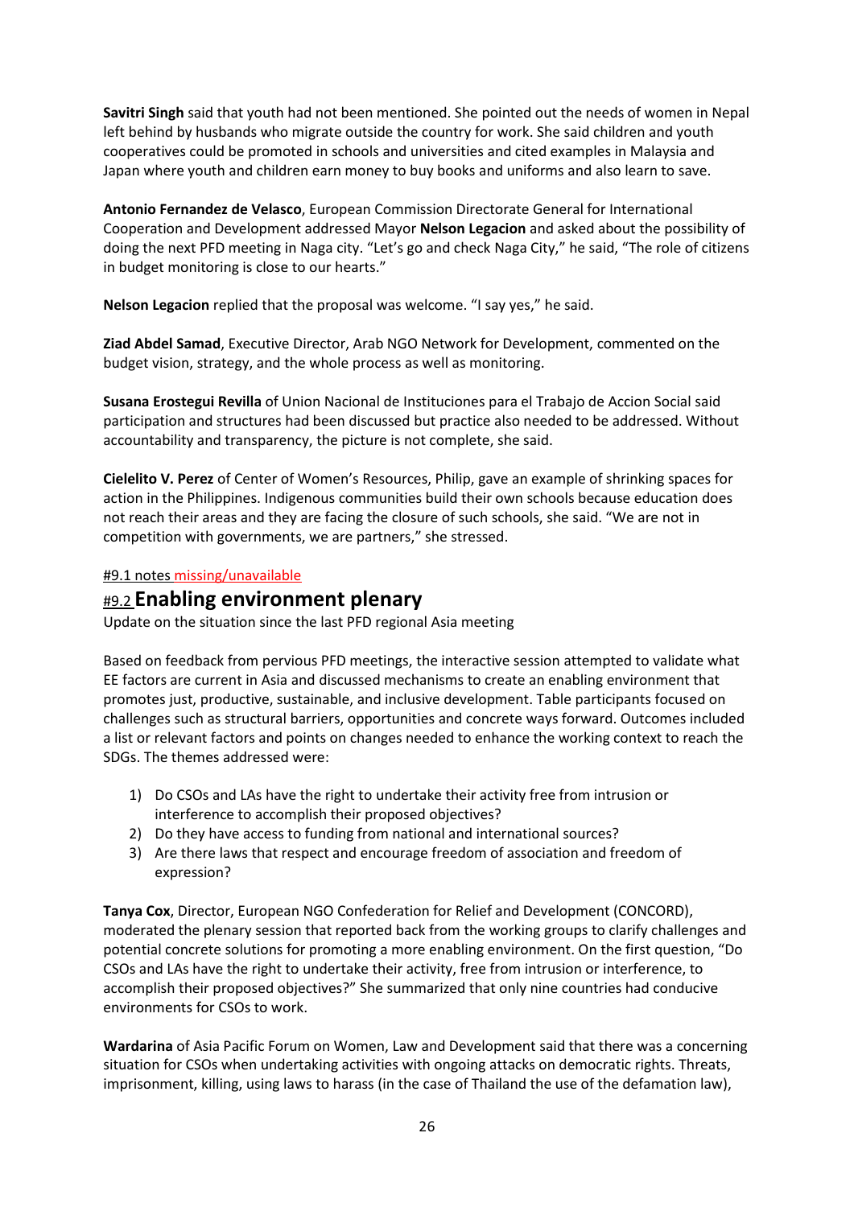**Savitri Singh** said that youth had not been mentioned. She pointed out the needs of women in Nepal left behind by husbands who migrate outside the country for work. She said children and youth cooperatives could be promoted in schools and universities and cited examples in Malaysia and Japan where youth and children earn money to buy books and uniforms and also learn to save.

**Antonio Fernandez de Velasco**, European Commission Directorate General for International Cooperation and Development addressed Mayor **Nelson Legacion** and asked about the possibility of doing the next PFD meeting in Naga city. "Let's go and check Naga City," he said, "The role of citizens in budget monitoring is close to our hearts."

**Nelson Legacion** replied that the proposal was welcome. "I say yes," he said.

**Ziad Abdel Samad**, Executive Director, Arab NGO Network for Development, commented on the budget vision, strategy, and the whole process as well as monitoring.

**Susana Erostegui Revilla** of Union Nacional de Instituciones para el Trabajo de Accion Social said participation and structures had been discussed but practice also needed to be addressed. Without accountability and transparency, the picture is not complete, she said.

**Cielelito V. Perez** of Center of Women's Resources, Philip, gave an example of shrinking spaces for action in the Philippines. Indigenous communities build their own schools because education does not reach their areas and they are facing the closure of such schools, she said. "We are not in competition with governments, we are partners," she stressed.

#9.1 notes missing/unavailable

## #9.2 Enabling environment plenary

Update on the situation since the last PFD regional Asia meeting

Based on feedback from pervious PFD meetings, the interactive session attempted to validate what EE factors are current in Asia and discussed mechanisms to create an enabling environment that promotes just, productive, sustainable, and inclusive development. Table participants focused on challenges such as structural barriers, opportunities and concrete ways forward. Outcomes included a list or relevant factors and points on changes needed to enhance the working context to reach the SDGs. The themes addressed were:

1) Do CSOs and LAs have the right to undertake their activity free from intrusion or interference to accomplish their proposed objectives?
2) Do they have access to funding from national and international sources?
3) Are there laws that respect and encourage freedom of association and freedom of expression?

**Tanya Cox**, Director, European NGO Confederation for Relief and Development (CONCORD), moderated the plenary session that reported back from the working groups to clarify challenges and potential concrete solutions for promoting a more enabling environment. On the first question, "Do CSOs and LAs have the right to undertake their activity, free from intrusion or interference, to accomplish their proposed objectives?" She summarized that only nine countries had conducive environments for CSOs to work.

**Wardarina** of Asia Pacific Forum on Women, Law and Development said that there was a concerning situation for CSOs when undertaking activities with ongoing attacks on democratic rights. Threats, imprisonment, killing, using laws to harass (in the case of Thailand the use of the defamation law),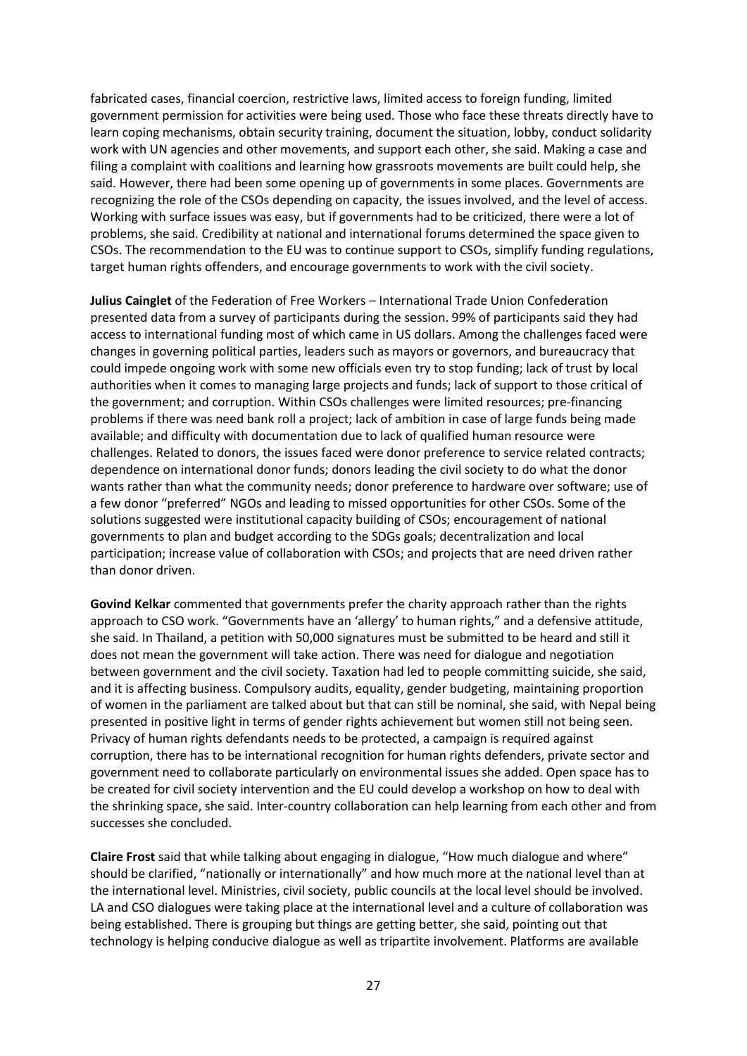fabricated cases, financial coercion, restrictive laws, limited access to foreign funding, limited government permission for activities were being used. Those who face these threats directly have to learn coping mechanisms, obtain security training, document the situation, lobby, conduct solidarity work with UN agencies and other movements, and support each other, she said. Making a case and filing a complaint with coalitions and learning how grassroots movements are built could help, she said. However, there had been some opening up of governments in some places. Governments are recognizing the role of the CSOs depending on capacity, the issues involved, and the level of access. Working with surface issues was easy, but if governments had to be criticized, there were a lot of problems, she said. Credibility at national and international forums determined the space given to CSOs. The recommendation to the EU was to continue support to CSOs, simplify funding regulations, target human rights offenders, and encourage governments to work with the civil society.

**Julius Cainglet** of the Federation of Free Workers – International Trade Union Confederation presented data from a survey of participants during the session. 99% of participants said they had access to international funding most of which came in US dollars. Among the challenges faced were changes in governing political parties, leaders such as mayors or governors, and bureaucracy that could impede ongoing work with some new officials even try to stop funding; lack of trust by local authorities when it comes to managing large projects and funds; lack of support to those critical of the government; and corruption. Within CSOs challenges were limited resources; pre-financing problems if there was need bank roll a project; lack of ambition in case of large funds being made available; and difficulty with documentation due to lack of qualified human resource were challenges. Related to donors, the issues faced were donor preference to service related contracts; dependence on international donor funds; donors leading the civil society to do what the donor wants rather than what the community needs; donor preference to hardware over software; use of a few donor "preferred" NGOs and leading to missed opportunities for other CSOs. Some of the solutions suggested were institutional capacity building of CSOs; encouragement of national governments to plan and budget according to the SDGs goals; decentralization and local participation; increase value of collaboration with CSOs; and projects that are need driven rather than donor driven.

**Govind Kelkar** commented that governments prefer the charity approach rather than the rights approach to CSO work. "Governments have an 'allergy' to human rights," and a defensive attitude, she said. In Thailand, a petition with 50,000 signatures must be submitted to be heard and still it does not mean the government will take action. There was need for dialogue and negotiation between government and the civil society. Taxation had led to people committing suicide, she said, and it is affecting business. Compulsory audits, equality, gender budgeting, maintaining proportion of women in the parliament are talked about but that can still be nominal, she said, with Nepal being presented in positive light in terms of gender rights achievement but women still not being seen. Privacy of human rights defendants needs to be protected, a campaign is required against corruption, there has to be international recognition for human rights defenders, private sector and government need to collaborate particularly on environmental issues she added. Open space has to be created for civil society intervention and the EU could develop a workshop on how to deal with the shrinking space, she said. Inter-country collaboration can help learning from each other and from successes she concluded.

**Claire Frost** said that while talking about engaging in dialogue, "How much dialogue and where" should be clarified, "nationally or internationally" and how much more at the national level than at the international level. Ministries, civil society, public councils at the local level should be involved. LA and CSO dialogues were taking place at the international level and a culture of collaboration was being established. There is grouping but things are getting better, she said, pointing out that technology is helping conducive dialogue as well as tripartite involvement. Platforms are available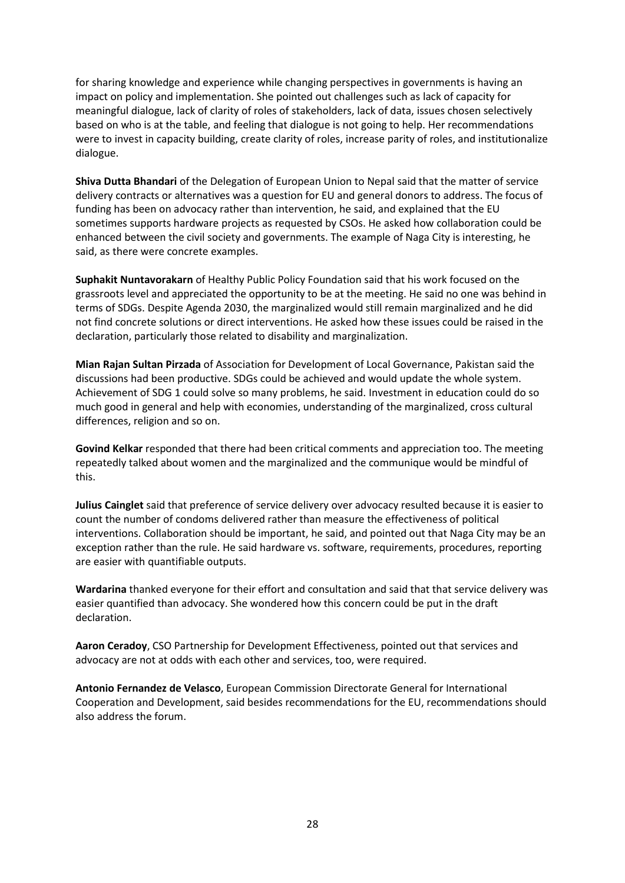for sharing knowledge and experience while changing perspectives in governments is having an impact on policy and implementation. She pointed out challenges such as lack of capacity for meaningful dialogue, lack of clarity of roles of stakeholders, lack of data, issues chosen selectively based on who is at the table, and feeling that dialogue is not going to help. Her recommendations were to invest in capacity building, create clarity of roles, increase parity of roles, and institutionalize dialogue.

**Shiva Dutta Bhandari** of the Delegation of European Union to Nepal said that the matter of service delivery contracts or alternatives was a question for EU and general donors to address. The focus of funding has been on advocacy rather than intervention, he said, and explained that the EU sometimes supports hardware projects as requested by CSOs. He asked how collaboration could be enhanced between the civil society and governments. The example of Naga City is interesting, he said, as there were concrete examples.

**Suphakit Nuntavorakarn** of Healthy Public Policy Foundation said that his work focused on the grassroots level and appreciated the opportunity to be at the meeting. He said no one was behind in terms of SDGs. Despite Agenda 2030, the marginalized would still remain marginalized and he did not find concrete solutions or direct interventions. He asked how these issues could be raised in the declaration, particularly those related to disability and marginalization.

**Mian Rajan Sultan Pirzada** of Association for Development of Local Governance, Pakistan said the discussions had been productive. SDGs could be achieved and would update the whole system. Achievement of SDG 1 could solve so many problems, he said. Investment in education could do so much good in general and help with economies, understanding of the marginalized, cross cultural differences, religion and so on.

**Govind Kelkar** responded that there had been critical comments and appreciation too. The meeting repeatedly talked about women and the marginalized and the communique would be mindful of this.

**Julius Cainglet** said that preference of service delivery over advocacy resulted because it is easier to count the number of condoms delivered rather than measure the effectiveness of political interventions. Collaboration should be important, he said, and pointed out that Naga City may be an exception rather than the rule. He said hardware vs. software, requirements, procedures, reporting are easier with quantifiable outputs.

**Wardarina** thanked everyone for their effort and consultation and said that that service delivery was easier quantified than advocacy. She wondered how this concern could be put in the draft declaration.

**Aaron Ceradoy**, CSO Partnership for Development Effectiveness, pointed out that services and advocacy are not at odds with each other and services, too, were required.

**Antonio Fernandez de Velasco**, European Commission Directorate General for International Cooperation and Development, said besides recommendations for the EU, recommendations should also address the forum.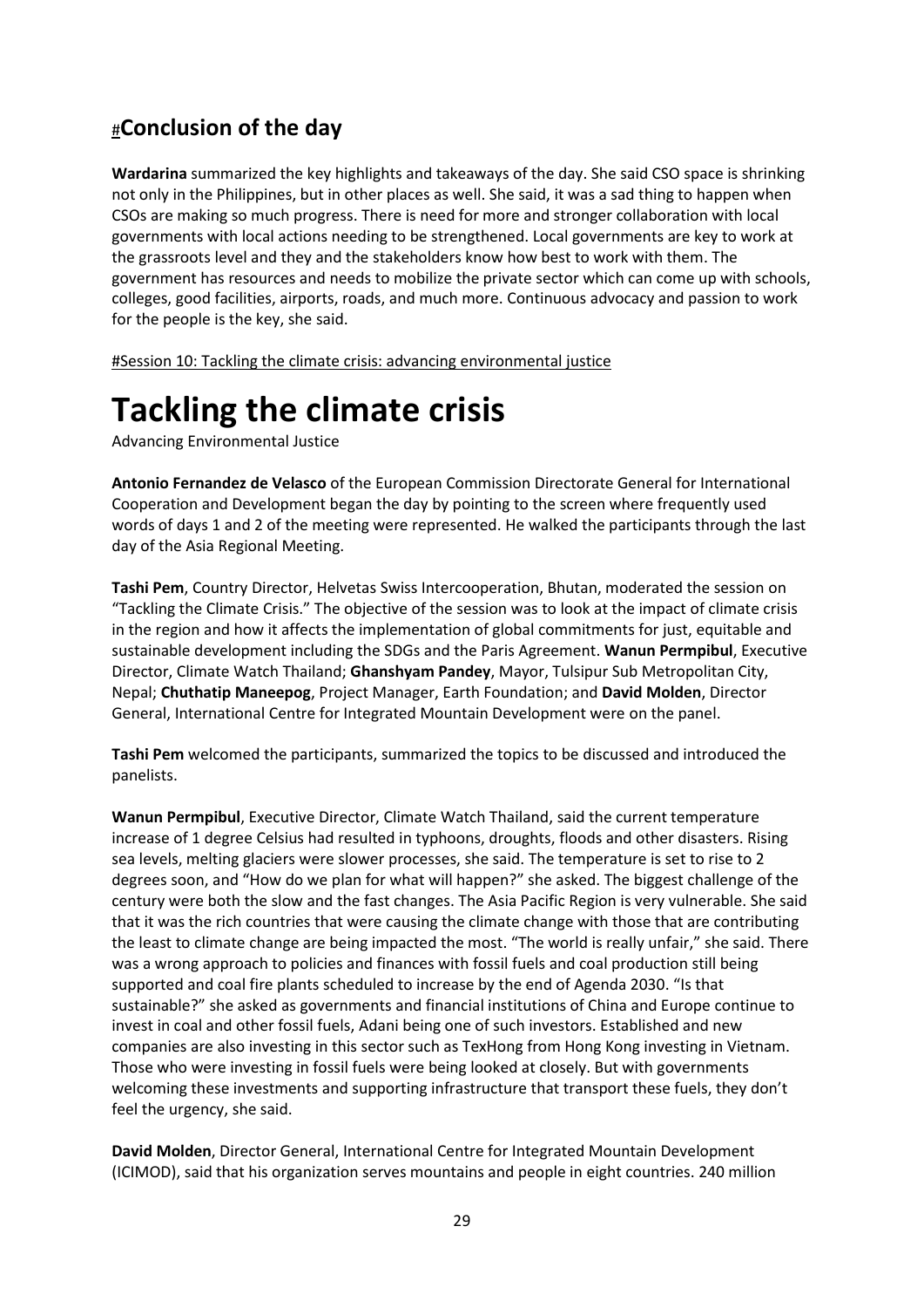## #Conclusion of the day

**Wardarina** summarized the key highlights and takeaways of the day. She said CSO space is shrinking not only in the Philippines, but in other places as well. She said, it was a sad thing to happen when CSOs are making so much progress. There is need for more and stronger collaboration with local governments with local actions needing to be strengthened. Local governments are key to work at the grassroots level and they and the stakeholders know how best to work with them. The government has resources and needs to mobilize the private sector which can come up with schools, colleges, good facilities, airports, roads, and much more. Continuous advocacy and passion to work for the people is the key, she said.

#Session 10: Tackling the climate crisis: advancing environmental justice

# Tackling the climate crisis

Advancing Environmental Justice

**Antonio Fernandez de Velasco** of the European Commission Directorate General for International Cooperation and Development began the day by pointing to the screen where frequently used words of days 1 and 2 of the meeting were represented. He walked the participants through the last day of the Asia Regional Meeting.

**Tashi Pem**, Country Director, Helvetas Swiss Intercooperation, Bhutan, moderated the session on "Tackling the Climate Crisis." The objective of the session was to look at the impact of climate crisis in the region and how it affects the implementation of global commitments for just, equitable and sustainable development including the SDGs and the Paris Agreement. **Wanun Permpibul**, Executive Director, Climate Watch Thailand; **Ghanshyam Pandey**, Mayor, Tulsipur Sub Metropolitan City, Nepal; **Chuthatip Maneepog**, Project Manager, Earth Foundation; and **David Molden**, Director General, International Centre for Integrated Mountain Development were on the panel.

**Tashi Pem** welcomed the participants, summarized the topics to be discussed and introduced the panelists.

**Wanun Permpibul**, Executive Director, Climate Watch Thailand, said the current temperature increase of 1 degree Celsius had resulted in typhoons, droughts, floods and other disasters. Rising sea levels, melting glaciers were slower processes, she said. The temperature is set to rise to 2 degrees soon, and "How do we plan for what will happen?" she asked. The biggest challenge of the century were both the slow and the fast changes. The Asia Pacific Region is very vulnerable. She said that it was the rich countries that were causing the climate change with those that are contributing the least to climate change are being impacted the most. "The world is really unfair," she said. There was a wrong approach to policies and finances with fossil fuels and coal production still being supported and coal fire plants scheduled to increase by the end of Agenda 2030. "Is that sustainable?" she asked as governments and financial institutions of China and Europe continue to invest in coal and other fossil fuels, Adani being one of such investors. Established and new companies are also investing in this sector such as TexHong from Hong Kong investing in Vietnam. Those who were investing in fossil fuels were being looked at closely. But with governments welcoming these investments and supporting infrastructure that transport these fuels, they don't feel the urgency, she said.

**David Molden**, Director General, International Centre for Integrated Mountain Development (ICIMOD), said that his organization serves mountains and people in eight countries. 240 million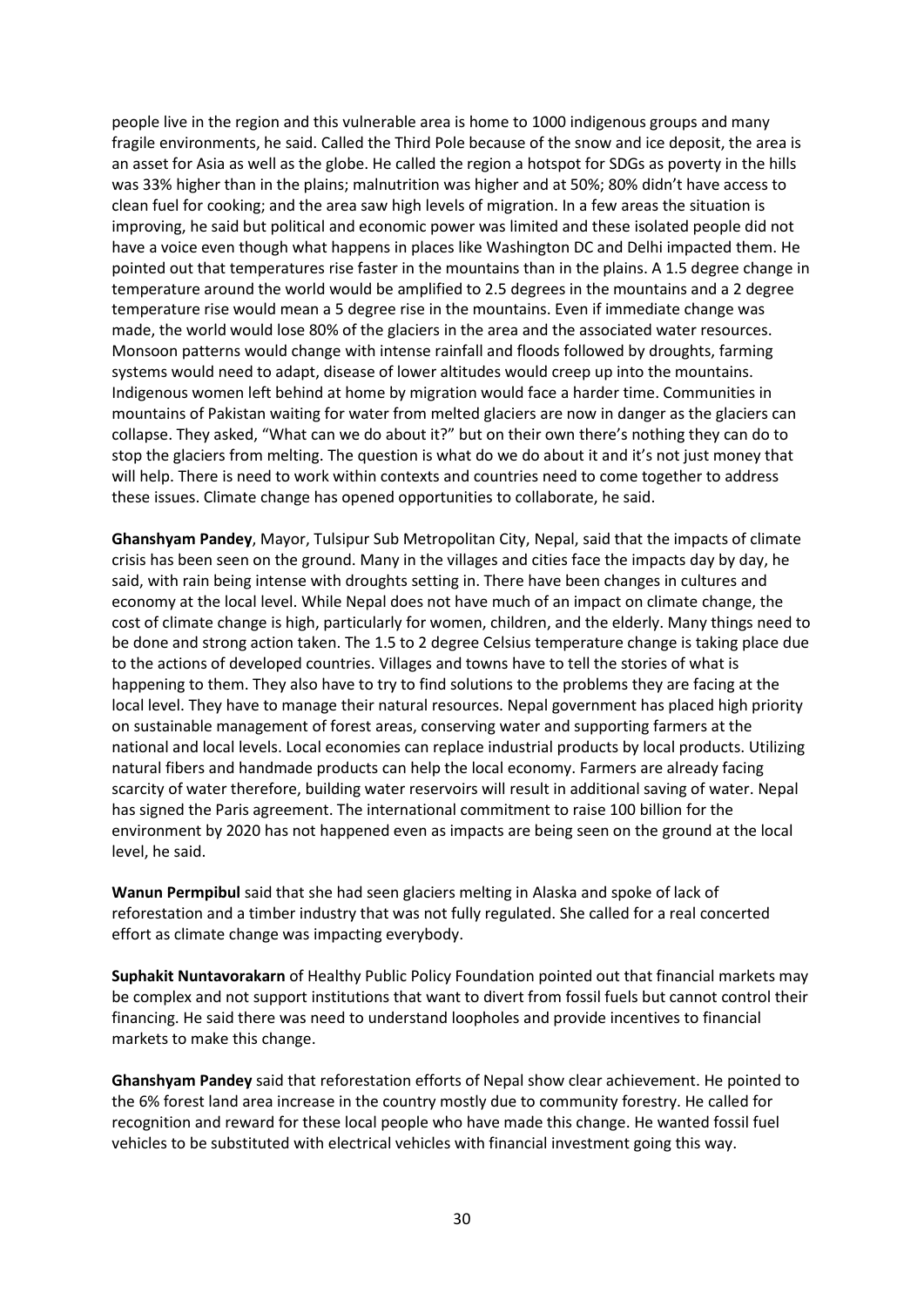people live in the region and this vulnerable area is home to 1000 indigenous groups and many fragile environments, he said. Called the Third Pole because of the snow and ice deposit, the area is an asset for Asia as well as the globe. He called the region a hotspot for SDGs as poverty in the hills was 33% higher than in the plains; malnutrition was higher and at 50%; 80% didn't have access to clean fuel for cooking; and the area saw high levels of migration. In a few areas the situation is improving, he said but political and economic power was limited and these isolated people did not have a voice even though what happens in places like Washington DC and Delhi impacted them. He pointed out that temperatures rise faster in the mountains than in the plains. A 1.5 degree change in temperature around the world would be amplified to 2.5 degrees in the mountains and a 2 degree temperature rise would mean a 5 degree rise in the mountains. Even if immediate change was made, the world would lose 80% of the glaciers in the area and the associated water resources. Monsoon patterns would change with intense rainfall and floods followed by droughts, farming systems would need to adapt, disease of lower altitudes would creep up into the mountains. Indigenous women left behind at home by migration would face a harder time. Communities in mountains of Pakistan waiting for water from melted glaciers are now in danger as the glaciers can collapse. They asked, "What can we do about it?" but on their own there's nothing they can do to stop the glaciers from melting. The question is what do we do about it and it's not just money that will help. There is need to work within contexts and countries need to come together to address these issues. Climate change has opened opportunities to collaborate, he said.

**Ghanshyam Pandey**, Mayor, Tulsipur Sub Metropolitan City, Nepal, said that the impacts of climate crisis has been seen on the ground. Many in the villages and cities face the impacts day by day, he said, with rain being intense with droughts setting in. There have been changes in cultures and economy at the local level. While Nepal does not have much of an impact on climate change, the cost of climate change is high, particularly for women, children, and the elderly. Many things need to be done and strong action taken. The 1.5 to 2 degree Celsius temperature change is taking place due to the actions of developed countries. Villages and towns have to tell the stories of what is happening to them. They also have to try to find solutions to the problems they are facing at the local level. They have to manage their natural resources. Nepal government has placed high priority on sustainable management of forest areas, conserving water and supporting farmers at the national and local levels. Local economies can replace industrial products by local products. Utilizing natural fibers and handmade products can help the local economy. Farmers are already facing scarcity of water therefore, building water reservoirs will result in additional saving of water. Nepal has signed the Paris agreement. The international commitment to raise 100 billion for the environment by 2020 has not happened even as impacts are being seen on the ground at the local level, he said.

**Wanun Permpibul** said that she had seen glaciers melting in Alaska and spoke of lack of reforestation and a timber industry that was not fully regulated. She called for a real concerted effort as climate change was impacting everybody.

**Suphakit Nuntavorakarn** of Healthy Public Policy Foundation pointed out that financial markets may be complex and not support institutions that want to divert from fossil fuels but cannot control their financing. He said there was need to understand loopholes and provide incentives to financial markets to make this change.

**Ghanshyam Pandey** said that reforestation efforts of Nepal show clear achievement. He pointed to the 6% forest land area increase in the country mostly due to community forestry. He called for recognition and reward for these local people who have made this change. He wanted fossil fuel vehicles to be substituted with electrical vehicles with financial investment going this way.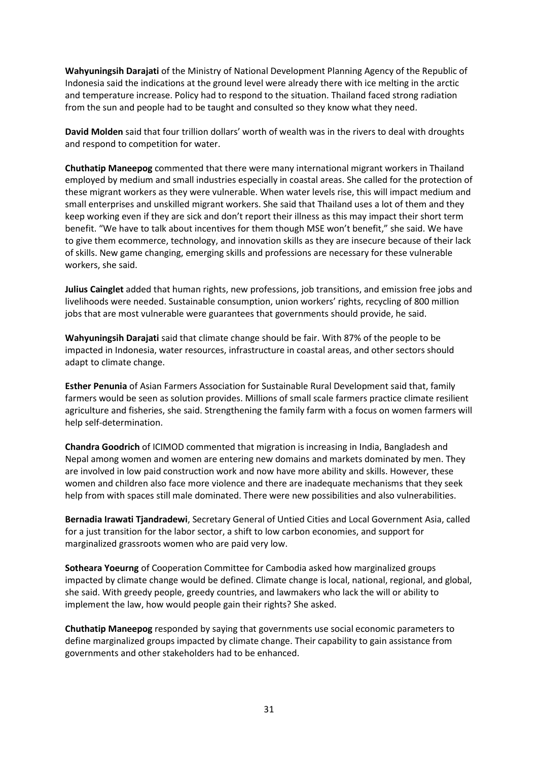**Wahyuningsih Darajati** of the Ministry of National Development Planning Agency of the Republic of Indonesia said the indications at the ground level were already there with ice melting in the arctic and temperature increase. Policy had to respond to the situation. Thailand faced strong radiation from the sun and people had to be taught and consulted so they know what they need.

**David Molden** said that four trillion dollars' worth of wealth was in the rivers to deal with droughts and respond to competition for water.

**Chuthatip Maneepog** commented that there were many international migrant workers in Thailand employed by medium and small industries especially in coastal areas. She called for the protection of these migrant workers as they were vulnerable. When water levels rise, this will impact medium and small enterprises and unskilled migrant workers. She said that Thailand uses a lot of them and they keep working even if they are sick and don't report their illness as this may impact their short term benefit. "We have to talk about incentives for them though MSE won't benefit," she said. We have to give them ecommerce, technology, and innovation skills as they are insecure because of their lack of skills. New game changing, emerging skills and professions are necessary for these vulnerable workers, she said.

**Julius Cainglet** added that human rights, new professions, job transitions, and emission free jobs and livelihoods were needed. Sustainable consumption, union workers' rights, recycling of 800 million jobs that are most vulnerable were guarantees that governments should provide, he said.

**Wahyuningsih Darajati** said that climate change should be fair. With 87% of the people to be impacted in Indonesia, water resources, infrastructure in coastal areas, and other sectors should adapt to climate change.

**Esther Penunia** of Asian Farmers Association for Sustainable Rural Development said that, family farmers would be seen as solution provides. Millions of small scale farmers practice climate resilient agriculture and fisheries, she said. Strengthening the family farm with a focus on women farmers will help self-determination.

**Chandra Goodrich** of ICIMOD commented that migration is increasing in India, Bangladesh and Nepal among women and women are entering new domains and markets dominated by men. They are involved in low paid construction work and now have more ability and skills. However, these women and children also face more violence and there are inadequate mechanisms that they seek help from with spaces still male dominated. There were new possibilities and also vulnerabilities.

**Bernadia Irawati Tjandradewi**, Secretary General of Untied Cities and Local Government Asia, called for a just transition for the labor sector, a shift to low carbon economies, and support for marginalized grassroots women who are paid very low.

**Sotheara Yoeurng** of Cooperation Committee for Cambodia asked how marginalized groups impacted by climate change would be defined. Climate change is local, national, regional, and global, she said. With greedy people, greedy countries, and lawmakers who lack the will or ability to implement the law, how would people gain their rights? She asked.

**Chuthatip Maneepog** responded by saying that governments use social economic parameters to define marginalized groups impacted by climate change. Their capability to gain assistance from governments and other stakeholders had to be enhanced.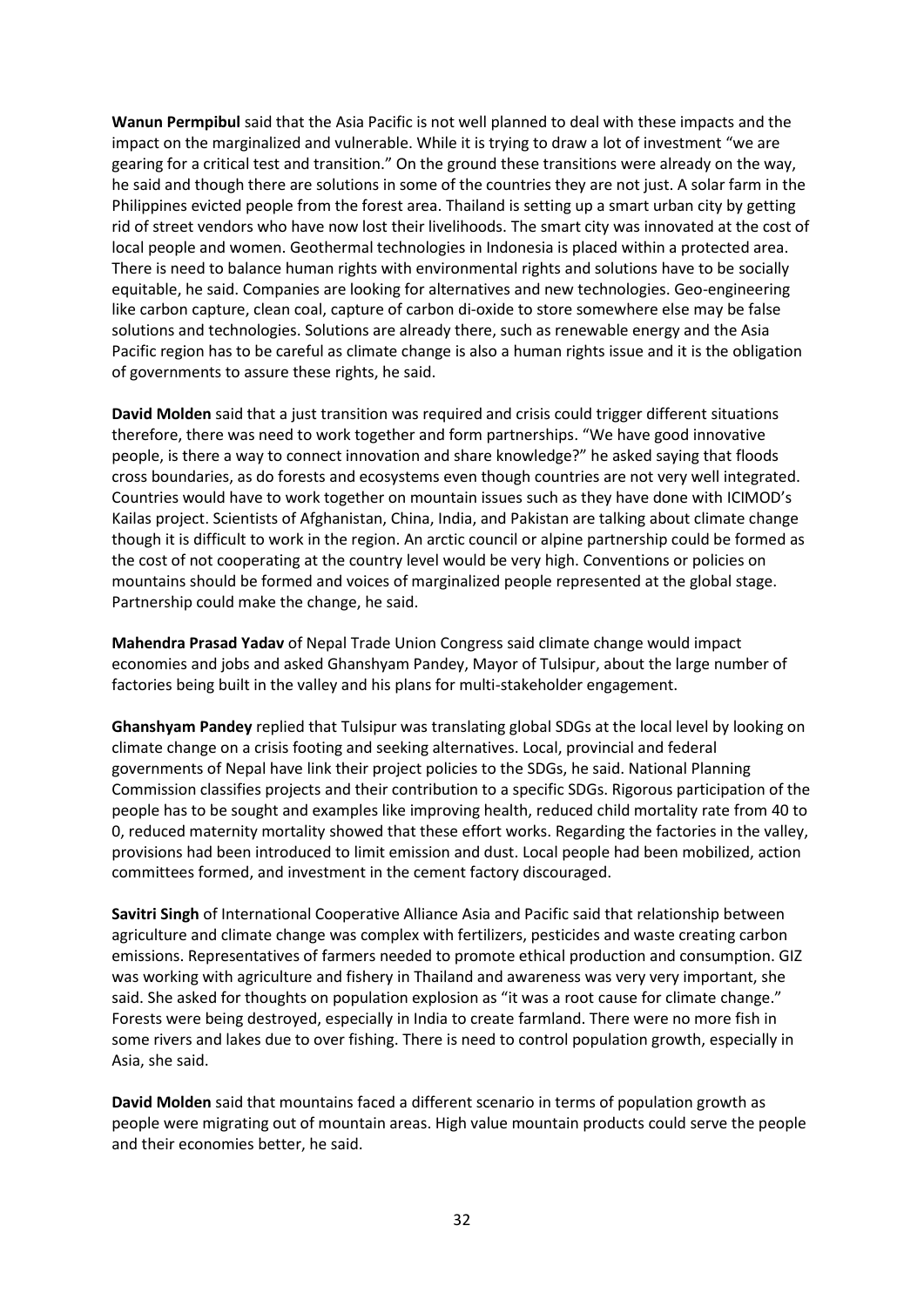**Wanun Permpibul** said that the Asia Pacific is not well planned to deal with these impacts and the impact on the marginalized and vulnerable. While it is trying to draw a lot of investment "we are gearing for a critical test and transition." On the ground these transitions were already on the way, he said and though there are solutions in some of the countries they are not just. A solar farm in the Philippines evicted people from the forest area. Thailand is setting up a smart urban city by getting rid of street vendors who have now lost their livelihoods. The smart city was innovated at the cost of local people and women. Geothermal technologies in Indonesia is placed within a protected area. There is need to balance human rights with environmental rights and solutions have to be socially equitable, he said. Companies are looking for alternatives and new technologies. Geo-engineering like carbon capture, clean coal, capture of carbon di-oxide to store somewhere else may be false solutions and technologies. Solutions are already there, such as renewable energy and the Asia Pacific region has to be careful as climate change is also a human rights issue and it is the obligation of governments to assure these rights, he said.

**David Molden** said that a just transition was required and crisis could trigger different situations therefore, there was need to work together and form partnerships. "We have good innovative people, is there a way to connect innovation and share knowledge?" he asked saying that floods cross boundaries, as do forests and ecosystems even though countries are not very well integrated. Countries would have to work together on mountain issues such as they have done with ICIMOD's Kailas project. Scientists of Afghanistan, China, India, and Pakistan are talking about climate change though it is difficult to work in the region. An arctic council or alpine partnership could be formed as the cost of not cooperating at the country level would be very high. Conventions or policies on mountains should be formed and voices of marginalized people represented at the global stage. Partnership could make the change, he said.

**Mahendra Prasad Yadav** of Nepal Trade Union Congress said climate change would impact economies and jobs and asked Ghanshyam Pandey, Mayor of Tulsipur, about the large number of factories being built in the valley and his plans for multi-stakeholder engagement.

**Ghanshyam Pandey** replied that Tulsipur was translating global SDGs at the local level by looking on climate change on a crisis footing and seeking alternatives. Local, provincial and federal governments of Nepal have link their project policies to the SDGs, he said. National Planning Commission classifies projects and their contribution to a specific SDGs. Rigorous participation of the people has to be sought and examples like improving health, reduced child mortality rate from 40 to 0, reduced maternity mortality showed that these effort works. Regarding the factories in the valley, provisions had been introduced to limit emission and dust. Local people had been mobilized, action committees formed, and investment in the cement factory discouraged.

**Savitri Singh** of International Cooperative Alliance Asia and Pacific said that relationship between agriculture and climate change was complex with fertilizers, pesticides and waste creating carbon emissions. Representatives of farmers needed to promote ethical production and consumption. GIZ was working with agriculture and fishery in Thailand and awareness was very very important, she said. She asked for thoughts on population explosion as "it was a root cause for climate change." Forests were being destroyed, especially in India to create farmland. There were no more fish in some rivers and lakes due to over fishing. There is need to control population growth, especially in Asia, she said.

**David Molden** said that mountains faced a different scenario in terms of population growth as people were migrating out of mountain areas. High value mountain products could serve the people and their economies better, he said.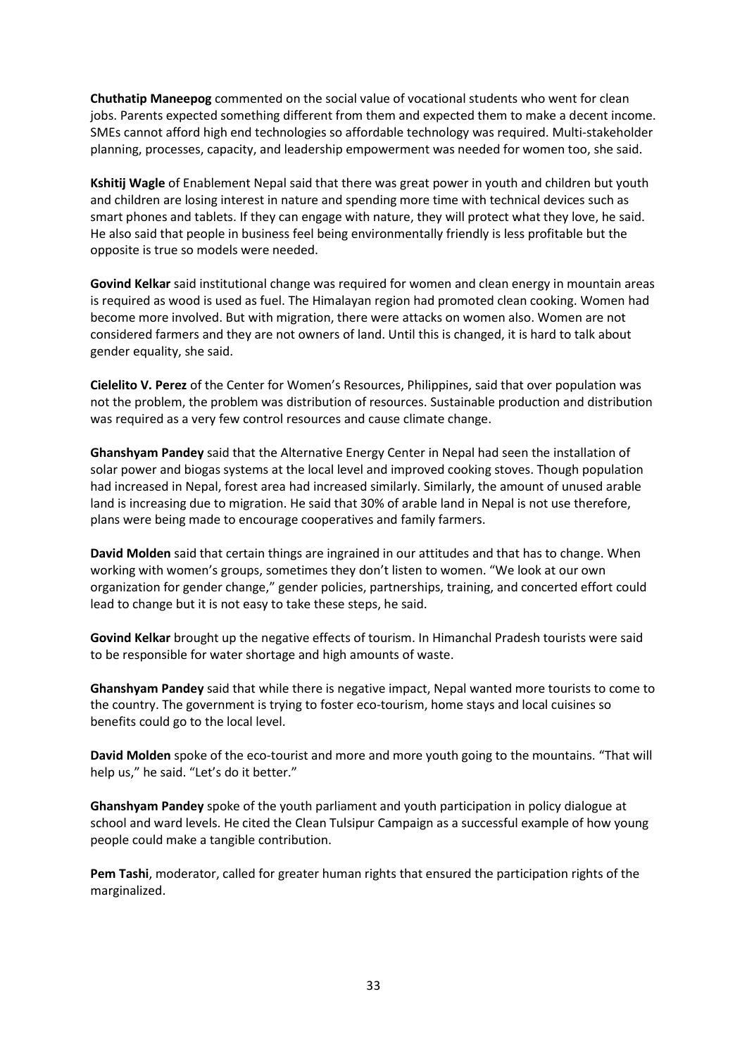**Chuthatip Maneepog** commented on the social value of vocational students who went for clean jobs. Parents expected something different from them and expected them to make a decent income. SMEs cannot afford high end technologies so affordable technology was required. Multi-stakeholder planning, processes, capacity, and leadership empowerment was needed for women too, she said.

**Kshitij Wagle** of Enablement Nepal said that there was great power in youth and children but youth and children are losing interest in nature and spending more time with technical devices such as smart phones and tablets. If they can engage with nature, they will protect what they love, he said. He also said that people in business feel being environmentally friendly is less profitable but the opposite is true so models were needed.

**Govind Kelkar** said institutional change was required for women and clean energy in mountain areas is required as wood is used as fuel. The Himalayan region had promoted clean cooking. Women had become more involved. But with migration, there were attacks on women also. Women are not considered farmers and they are not owners of land. Until this is changed, it is hard to talk about gender equality, she said.

**Cielelito V. Perez** of the Center for Women's Resources, Philippines, said that over population was not the problem, the problem was distribution of resources. Sustainable production and distribution was required as a very few control resources and cause climate change.

**Ghanshyam Pandey** said that the Alternative Energy Center in Nepal had seen the installation of solar power and biogas systems at the local level and improved cooking stoves. Though population had increased in Nepal, forest area had increased similarly. Similarly, the amount of unused arable land is increasing due to migration. He said that 30% of arable land in Nepal is not use therefore, plans were being made to encourage cooperatives and family farmers.

**David Molden** said that certain things are ingrained in our attitudes and that has to change. When working with women's groups, sometimes they don't listen to women. "We look at our own organization for gender change," gender policies, partnerships, training, and concerted effort could lead to change but it is not easy to take these steps, he said.

**Govind Kelkar** brought up the negative effects of tourism. In Himanchal Pradesh tourists were said to be responsible for water shortage and high amounts of waste.

**Ghanshyam Pandey** said that while there is negative impact, Nepal wanted more tourists to come to the country. The government is trying to foster eco-tourism, home stays and local cuisines so benefits could go to the local level.

**David Molden** spoke of the eco-tourist and more and more youth going to the mountains. "That will help us," he said. "Let's do it better."

**Ghanshyam Pandey** spoke of the youth parliament and youth participation in policy dialogue at school and ward levels. He cited the Clean Tulsipur Campaign as a successful example of how young people could make a tangible contribution.

**Pem Tashi**, moderator, called for greater human rights that ensured the participation rights of the marginalized.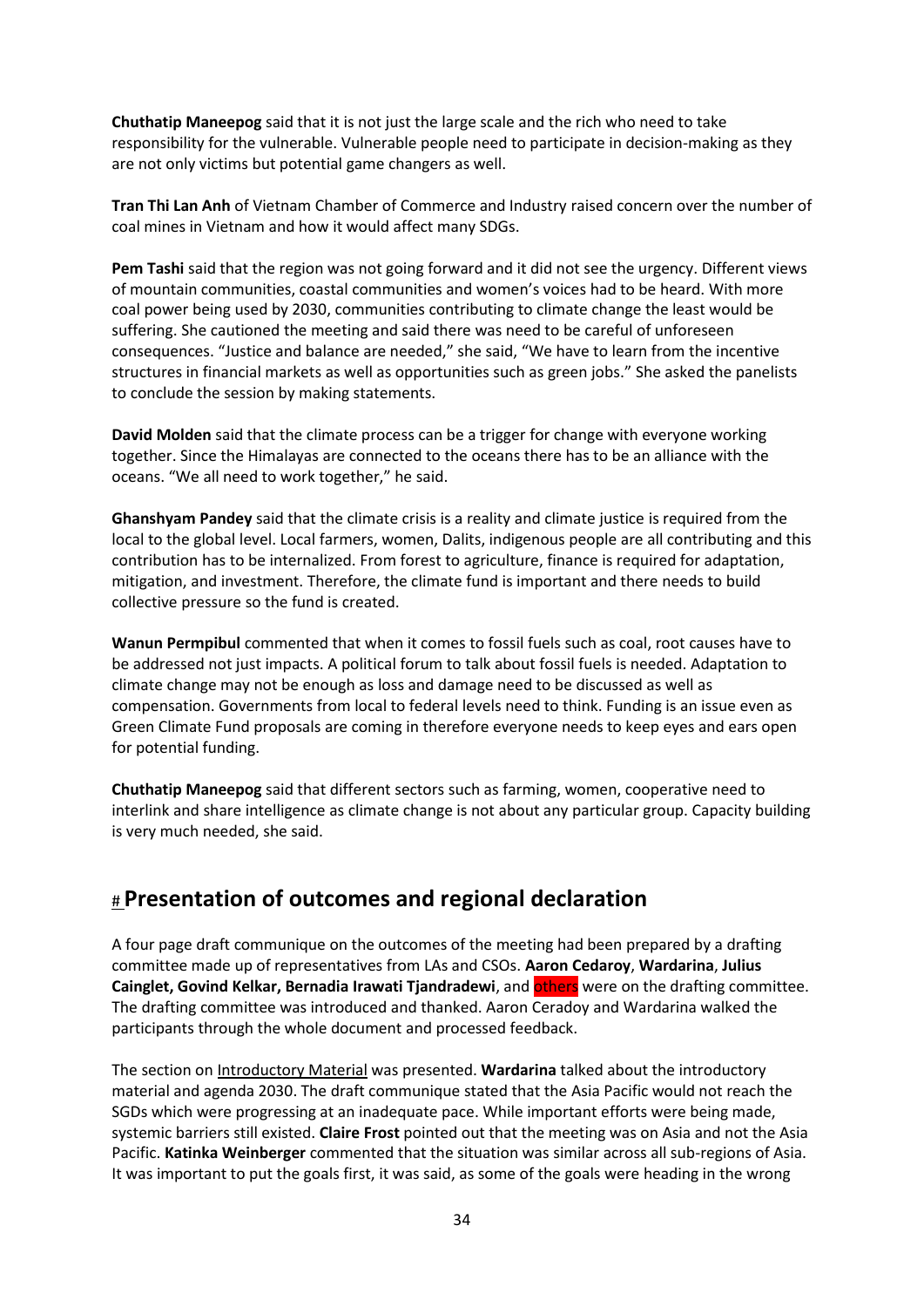**Chuthatip Maneepog** said that it is not just the large scale and the rich who need to take responsibility for the vulnerable. Vulnerable people need to participate in decision-making as they are not only victims but potential game changers as well.

**Tran Thi Lan Anh** of Vietnam Chamber of Commerce and Industry raised concern over the number of coal mines in Vietnam and how it would affect many SDGs.

**Pem Tashi** said that the region was not going forward and it did not see the urgency. Different views of mountain communities, coastal communities and women's voices had to be heard. With more coal power being used by 2030, communities contributing to climate change the least would be suffering. She cautioned the meeting and said there was need to be careful of unforeseen consequences. "Justice and balance are needed," she said, "We have to learn from the incentive structures in financial markets as well as opportunities such as green jobs." She asked the panelists to conclude the session by making statements.

**David Molden** said that the climate process can be a trigger for change with everyone working together. Since the Himalayas are connected to the oceans there has to be an alliance with the oceans. "We all need to work together," he said.

**Ghanshyam Pandey** said that the climate crisis is a reality and climate justice is required from the local to the global level. Local farmers, women, Dalits, indigenous people are all contributing and this contribution has to be internalized. From forest to agriculture, finance is required for adaptation, mitigation, and investment. Therefore, the climate fund is important and there needs to build collective pressure so the fund is created.

**Wanun Permpibul** commented that when it comes to fossil fuels such as coal, root causes have to be addressed not just impacts. A political forum to talk about fossil fuels is needed. Adaptation to climate change may not be enough as loss and damage need to be discussed as well as compensation. Governments from local to federal levels need to think. Funding is an issue even as Green Climate Fund proposals are coming in therefore everyone needs to keep eyes and ears open for potential funding.

**Chuthatip Maneepog** said that different sectors such as farming, women, cooperative need to interlink and share intelligence as climate change is not about any particular group. Capacity building is very much needed, she said.

# Presentation of outcomes and regional declaration

A four page draft communique on the outcomes of the meeting had been prepared by a drafting committee made up of representatives from LAs and CSOs. **Aaron Cedaroy**, **Wardarina**, **Julius Cainglet, Govind Kelkar, Bernadia Irawati Tjandradewi**, and others were on the drafting committee. The drafting committee was introduced and thanked. Aaron Ceradoy and Wardarina walked the participants through the whole document and processed feedback.

The section on Introductory Material was presented. **Wardarina** talked about the introductory material and agenda 2030. The draft communique stated that the Asia Pacific would not reach the SGDs which were progressing at an inadequate pace. While important efforts were being made, systemic barriers still existed. **Claire Frost** pointed out that the meeting was on Asia and not the Asia Pacific. **Katinka Weinberger** commented that the situation was similar across all sub-regions of Asia. It was important to put the goals first, it was said, as some of the goals were heading in the wrong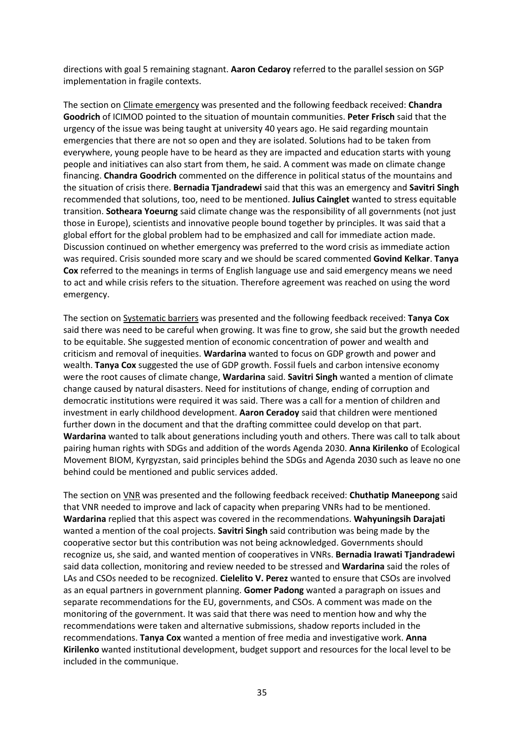directions with goal 5 remaining stagnant. **Aaron Cedaroy** referred to the parallel session on SGP implementation in fragile contexts.

The section on <u>Climate emergency</u> was presented and the following feedback received: **Chandra Goodrich** of ICIMOD pointed to the situation of mountain communities. **Peter Frisch** said that the urgency of the issue was being taught at university 40 years ago. He said regarding mountain emergencies that there are not so open and they are isolated. Solutions had to be taken from everywhere, young people have to be heard as they are impacted and education starts with young people and initiatives can also start from them, he said. A comment was made on climate change financing. **Chandra Goodrich** commented on the difference in political status of the mountains and the situation of crisis there. **Bernadia Tjandradewi** said that this was an emergency and **Savitri Singh** recommended that solutions, too, need to be mentioned. **Julius Cainglet** wanted to stress equitable transition. **Sotheara Yoeurng** said climate change was the responsibility of all governments (not just those in Europe), scientists and innovative people bound together by principles. It was said that a global effort for the global problem had to be emphasized and call for immediate action made. Discussion continued on whether emergency was preferred to the word crisis as immediate action was required. Crisis sounded more scary and we should be scared commented **Govind Kelkar**. **Tanya Cox** referred to the meanings in terms of English language use and said emergency means we need to act and while crisis refers to the situation. Therefore agreement was reached on using the word emergency.

The section on <u>Systematic barriers</u> was presented and the following feedback received: **Tanya Cox** said there was need to be careful when growing. It was fine to grow, she said but the growth needed to be equitable. She suggested mention of economic concentration of power and wealth and criticism and removal of inequities. **Wardarina** wanted to focus on GDP growth and power and wealth. **Tanya Cox** suggested the use of GDP growth. Fossil fuels and carbon intensive economy were the root causes of climate change, **Wardarina** said. **Savitri Singh** wanted a mention of climate change caused by natural disasters. Need for institutions of change, ending of corruption and democratic institutions were required it was said. There was a call for a mention of children and investment in early childhood development. **Aaron Ceradoy** said that children were mentioned further down in the document and that the drafting committee could develop on that part. **Wardarina** wanted to talk about generations including youth and others. There was call to talk about pairing human rights with SDGs and addition of the words Agenda 2030. **Anna Kirilenko** of Ecological Movement BIOM, Kyrgyzstan, said principles behind the SDGs and Agenda 2030 such as leave no one behind could be mentioned and public services added.

The section on <u>VNR</u> was presented and the following feedback received: **Chuthatip Maneepong** said that VNR needed to improve and lack of capacity when preparing VNRs had to be mentioned. **Wardarina** replied that this aspect was covered in the recommendations. **Wahyuningsih Darajati** wanted a mention of the coal projects. **Savitri Singh** said contribution was being made by the cooperative sector but this contribution was not being acknowledged. Governments should recognize us, she said, and wanted mention of cooperatives in VNRs. **Bernadia Irawati Tjandradewi** said data collection, monitoring and review needed to be stressed and **Wardarina** said the roles of LAs and CSOs needed to be recognized. **Cielelito V. Perez** wanted to ensure that CSOs are involved as an equal partners in government planning. **Gomer Padong** wanted a paragraph on issues and separate recommendations for the EU, governments, and CSOs. A comment was made on the monitoring of the government. It was said that there was need to mention how and why the recommendations were taken and alternative submissions, shadow reports included in the recommendations. **Tanya Cox** wanted a mention of free media and investigative work. **Anna Kirilenko** wanted institutional development, budget support and resources for the local level to be included in the communique.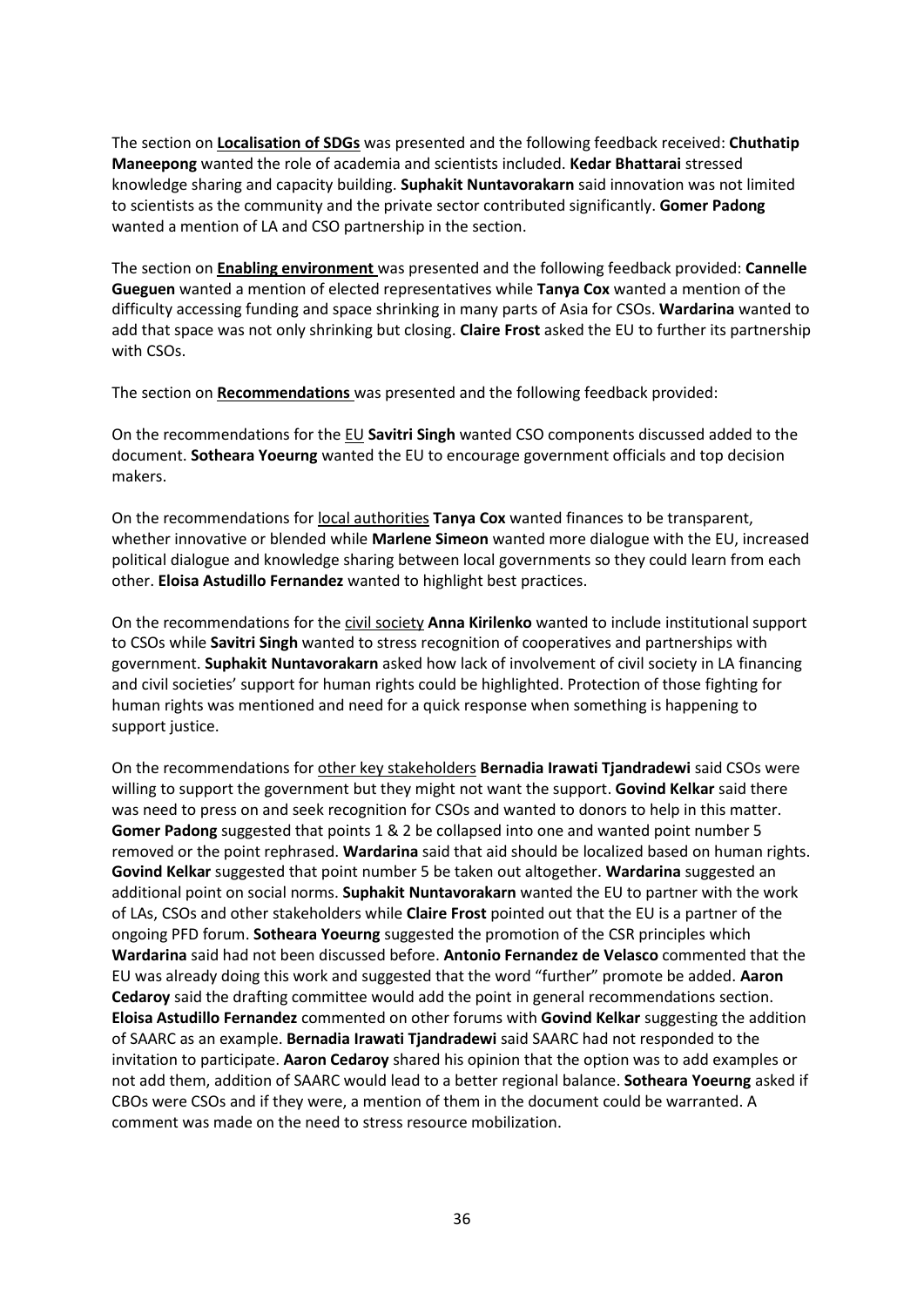The section on **Localisation of SDGs** was presented and the following feedback received: **Chuthatip Maneepong** wanted the role of academia and scientists included. **Kedar Bhattarai** stressed knowledge sharing and capacity building. **Suphakit Nuntavorakarn** said innovation was not limited to scientists as the community and the private sector contributed significantly. **Gomer Padong** wanted a mention of LA and CSO partnership in the section.

The section on **Enabling environment** was presented and the following feedback provided: **Cannelle Gueguen** wanted a mention of elected representatives while **Tanya Cox** wanted a mention of the difficulty accessing funding and space shrinking in many parts of Asia for CSOs. **Wardarina** wanted to add that space was not only shrinking but closing. **Claire Frost** asked the EU to further its partnership with CSOs.

The section on **Recommendations** was presented and the following feedback provided:

On the recommendations for the EU **Savitri Singh** wanted CSO components discussed added to the document. **Sotheara Yoeurng** wanted the EU to encourage government officials and top decision makers.

On the recommendations for local authorities **Tanya Cox** wanted finances to be transparent, whether innovative or blended while **Marlene Simeon** wanted more dialogue with the EU, increased political dialogue and knowledge sharing between local governments so they could learn from each other. **Eloisa Astudillo Fernandez** wanted to highlight best practices.

On the recommendations for the civil society **Anna Kirilenko** wanted to include institutional support to CSOs while **Savitri Singh** wanted to stress recognition of cooperatives and partnerships with government. **Suphakit Nuntavorakarn** asked how lack of involvement of civil society in LA financing and civil societies' support for human rights could be highlighted. Protection of those fighting for human rights was mentioned and need for a quick response when something is happening to support justice.

On the recommendations for other key stakeholders **Bernadia Irawati Tjandradewi** said CSOs were willing to support the government but they might not want the support. **Govind Kelkar** said there was need to press on and seek recognition for CSOs and wanted to donors to help in this matter. **Gomer Padong** suggested that points 1 & 2 be collapsed into one and wanted point number 5 removed or the point rephrased. **Wardarina** said that aid should be localized based on human rights. **Govind Kelkar** suggested that point number 5 be taken out altogether. **Wardarina** suggested an additional point on social norms. **Suphakit Nuntavorakarn** wanted the EU to partner with the work of LAs, CSOs and other stakeholders while **Claire Frost** pointed out that the EU is a partner of the ongoing PFD forum. **Sotheara Yoeurng** suggested the promotion of the CSR principles which **Wardarina** said had not been discussed before. **Antonio Fernandez de Velasco** commented that the EU was already doing this work and suggested that the word "further" promote be added. **Aaron Cedaroy** said the drafting committee would add the point in general recommendations section. **Eloisa Astudillo Fernandez** commented on other forums with **Govind Kelkar** suggesting the addition of SAARC as an example. **Bernadia Irawati Tjandradewi** said SAARC had not responded to the invitation to participate. **Aaron Cedaroy** shared his opinion that the option was to add examples or not add them, addition of SAARC would lead to a better regional balance. **Sotheara Yoeurng** asked if CBOs were CSOs and if they were, a mention of them in the document could be warranted. A comment was made on the need to stress resource mobilization.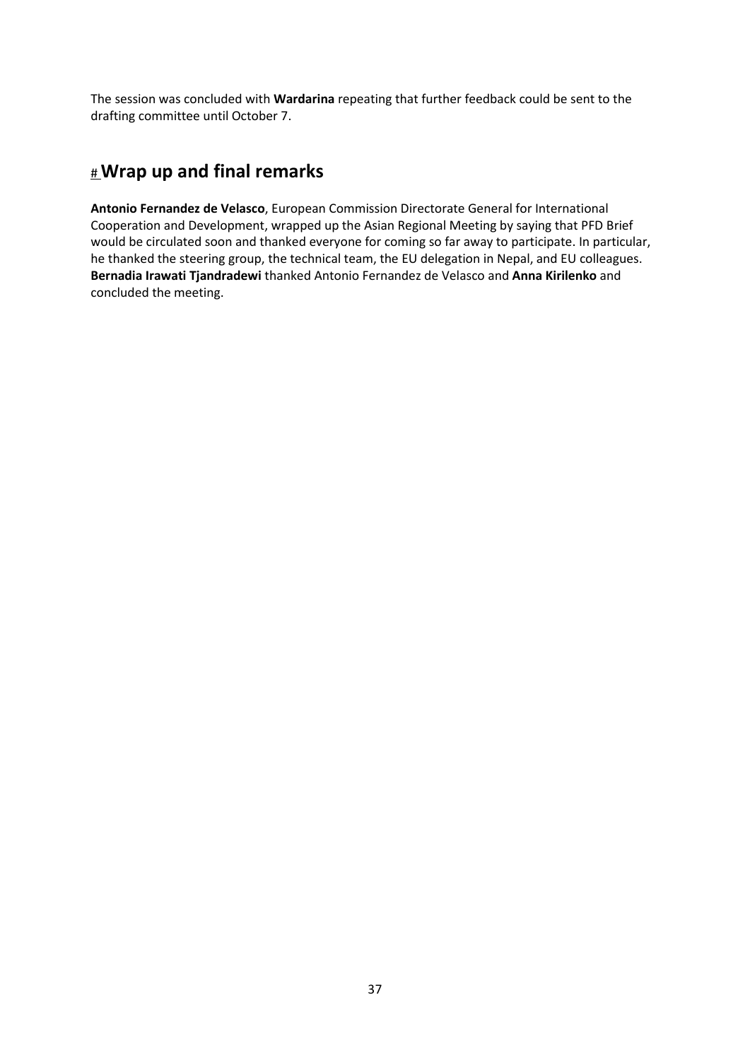The session was concluded with **Wardarina** repeating that further feedback could be sent to the drafting committee until October 7.

# Wrap up and final remarks

**Antonio Fernandez de Velasco**, European Commission Directorate General for International Cooperation and Development, wrapped up the Asian Regional Meeting by saying that PFD Brief would be circulated soon and thanked everyone for coming so far away to participate. In particular, he thanked the steering group, the technical team, the EU delegation in Nepal, and EU colleagues. **Bernadia Irawati Tjandradewi** thanked Antonio Fernandez de Velasco and **Anna Kirilenko** and concluded the meeting.